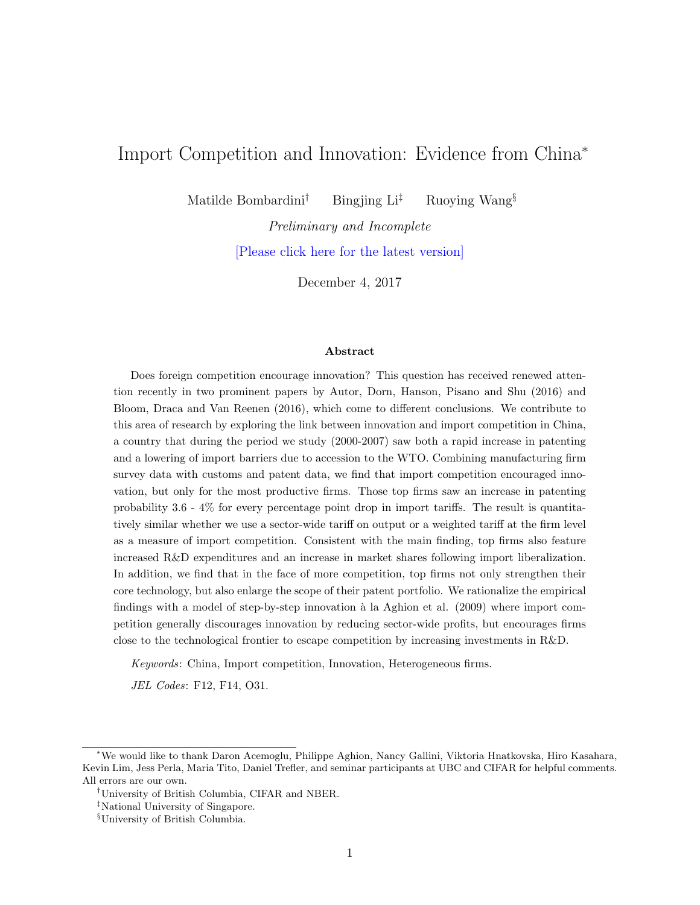# Import Competition and Innovation: Evidence from China[*]

Matilde Bombardini[†] Bingjing Li[‡] Ruoying Wang[§]

*Preliminary and Incomplete*

[Please click here for the latest version]

December 4, 2017

**Abstract**

Does foreign competition encourage innovation? This question has received renewed attention recently in two prominent papers by Autor, Dorn, Hanson, Pisano and Shu (2016) and Bloom, Draca and Van Reenen (2016), which come to different conclusions. We contribute to this area of research by exploring the link between innovation and import competition in China, a country that during the period we study (2000-2007) saw both a rapid increase in patenting and a lowering of import barriers due to accession to the WTO. Combining manufacturing firm survey data with customs and patent data, we find that import competition encouraged innovation, but only for the most productive firms. Those top firms saw an increase in patenting probability 3.6 - 4% for every percentage point drop in import tariffs. The result is quantitatively similar whether we use a sector-wide tariff on output or a weighted tariff at the firm level as a measure of import competition. Consistent with the main finding, top firms also feature increased R&D expenditures and an increase in market shares following import liberalization. In addition, we find that in the face of more competition, top firms not only strengthen their core technology, but also enlarge the scope of their patent portfolio. We rationalize the empirical findings with a model of step-by-step innovation à la Aghion et al. (2009) where import competition generally discourages innovation by reducing sector-wide profits, but encourages firms close to the technological frontier to escape competition by increasing investments in R&D.

*Keywords*: China, Import competition, Innovation, Heterogeneous firms.

*JEL Codes*: F12, F14, O31.

---

[*] We would like to thank Daron Acemoglu, Philippe Aghion, Nancy Gallini, Viktoria Hnatkovska, Hiro Kasahara, Kevin Lim, Jess Perla, Maria Tito, Daniel Trefler, and seminar participants at UBC and CIFAR for helpful comments. All errors are our own.

[†] University of British Columbia, CIFAR and NBER.

[‡] National University of Singapore.

[§] University of British Columbia.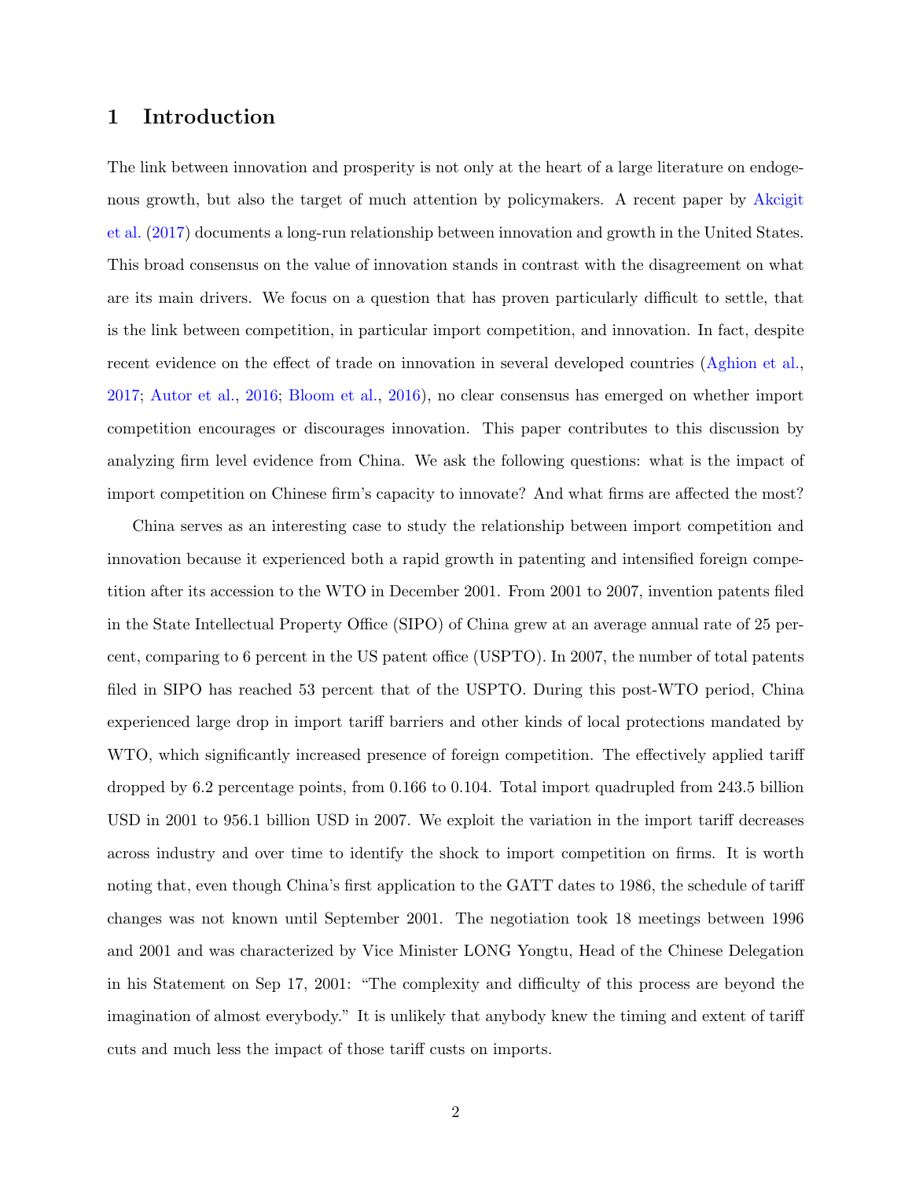# 1 Introduction

The link between innovation and prosperity is not only at the heart of a large literature on endogenous growth, but also the target of much attention by policymakers. A recent paper by Akcigit et al. (2017) documents a long-run relationship between innovation and growth in the United States. This broad consensus on the value of innovation stands in contrast with the disagreement on what are its main drivers. We focus on a question that has proven particularly difficult to settle, that is the link between competition, in particular import competition, and innovation. In fact, despite recent evidence on the effect of trade on innovation in several developed countries (Aghion et al., 2017; Autor et al., 2016; Bloom et al., 2016), no clear consensus has emerged on whether import competition encourages or discourages innovation. This paper contributes to this discussion by analyzing firm level evidence from China. We ask the following questions: what is the impact of import competition on Chinese firm's capacity to innovate? And what firms are affected the most?

China serves as an interesting case to study the relationship between import competition and innovation because it experienced both a rapid growth in patenting and intensified foreign competition after its accession to the WTO in December 2001. From 2001 to 2007, invention patents filed in the State Intellectual Property Office (SIPO) of China grew at an average annual rate of 25 percent, comparing to 6 percent in the US patent office (USPTO). In 2007, the number of total patents filed in SIPO has reached 53 percent that of the USPTO. During this post-WTO period, China experienced large drop in import tariff barriers and other kinds of local protections mandated by WTO, which significantly increased presence of foreign competition. The effectively applied tariff dropped by 6.2 percentage points, from 0.166 to 0.104. Total import quadrupled from 243.5 billion USD in 2001 to 956.1 billion USD in 2007. We exploit the variation in the import tariff decreases across industry and over time to identify the shock to import competition on firms. It is worth noting that, even though China's first application to the GATT dates to 1986, the schedule of tariff changes was not known until September 2001. The negotiation took 18 meetings between 1996 and 2001 and was characterized by Vice Minister LONG Yongtu, Head of the Chinese Delegation in his Statement on Sep 17, 2001: "The complexity and difficulty of this process are beyond the imagination of almost everybody." It is unlikely that anybody knew the timing and extent of tariff cuts and much less the impact of those tariff custs on imports.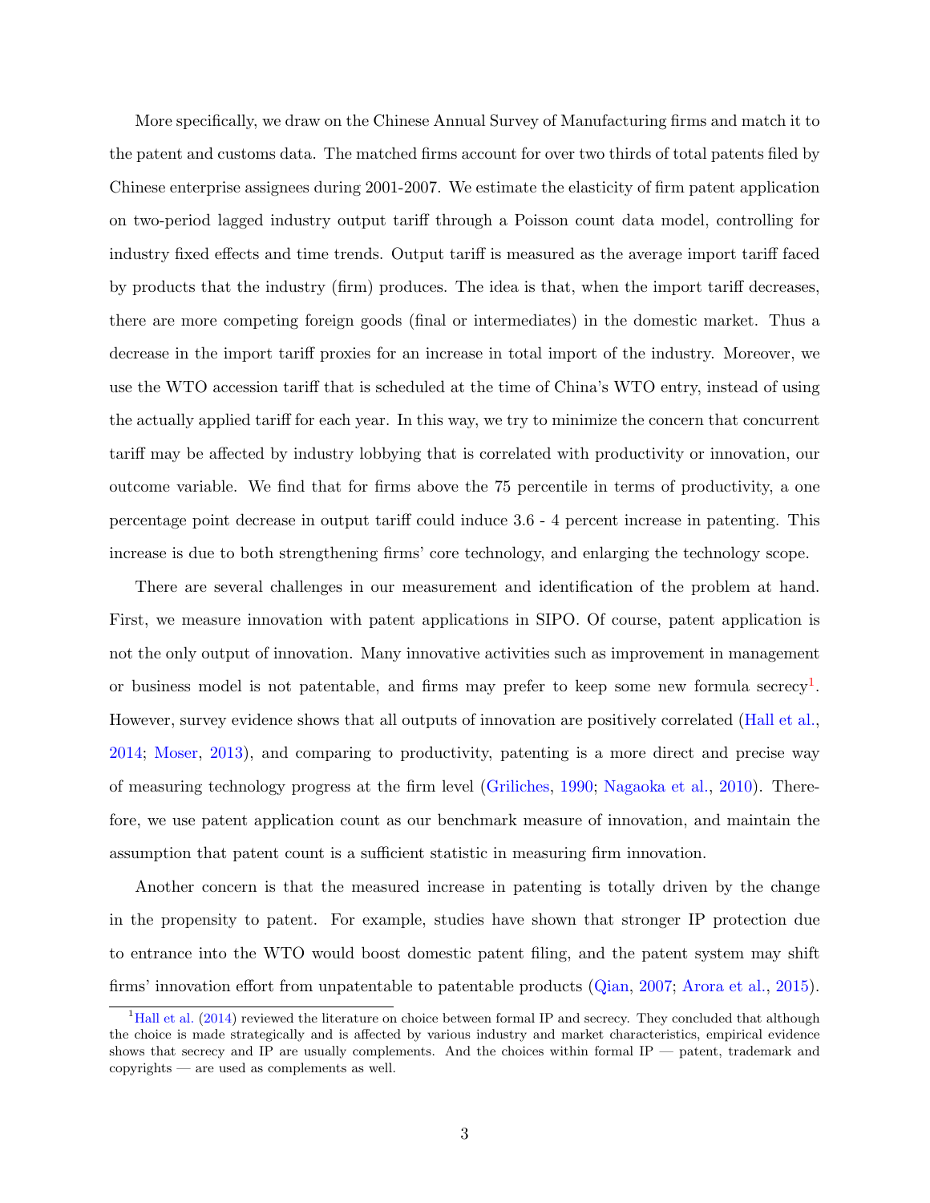More specifically, we draw on the Chinese Annual Survey of Manufacturing firms and match it to the patent and customs data. The matched firms account for over two thirds of total patents filed by Chinese enterprise assignees during 2001-2007. We estimate the elasticity of firm patent application on two-period lagged industry output tariff through a Poisson count data model, controlling for industry fixed effects and time trends. Output tariff is measured as the average import tariff faced by products that the industry (firm) produces. The idea is that, when the import tariff decreases, there are more competing foreign goods (final or intermediates) in the domestic market. Thus a decrease in the import tariff proxies for an increase in total import of the industry. Moreover, we use the WTO accession tariff that is scheduled at the time of China's WTO entry, instead of using the actually applied tariff for each year. In this way, we try to minimize the concern that concurrent tariff may be affected by industry lobbying that is correlated with productivity or innovation, our outcome variable. We find that for firms above the 75 percentile in terms of productivity, a one percentage point decrease in output tariff could induce 3.6 - 4 percent increase in patenting. This increase is due to both strengthening firms' core technology, and enlarging the technology scope.

There are several challenges in our measurement and identification of the problem at hand. First, we measure innovation with patent applications in SIPO. Of course, patent application is not the only output of innovation. Many innovative activities such as improvement in management or business model is not patentable, and firms may prefer to keep some new formula secrecy[1]. However, survey evidence shows that all outputs of innovation are positively correlated (Hall et al., 2014; Moser, 2013), and comparing to productivity, patenting is a more direct and precise way of measuring technology progress at the firm level (Griliches, 1990; Nagaoka et al., 2010). Therefore, we use patent application count as our benchmark measure of innovation, and maintain the assumption that patent count is a sufficient statistic in measuring firm innovation.

Another concern is that the measured increase in patenting is totally driven by the change in the propensity to patent. For example, studies have shown that stronger IP protection due to entrance into the WTO would boost domestic patent filing, and the patent system may shift firms' innovation effort from unpatentable to patentable products (Qian, 2007; Arora et al., 2015).

[1] Hall et al. (2014) reviewed the literature on choice between formal IP and secrecy. They concluded that although the choice is made strategically and is affected by various industry and market characteristics, empirical evidence shows that secrecy and IP are usually complements. And the choices within formal IP — patent, trademark and copyrights — are used as complements as well.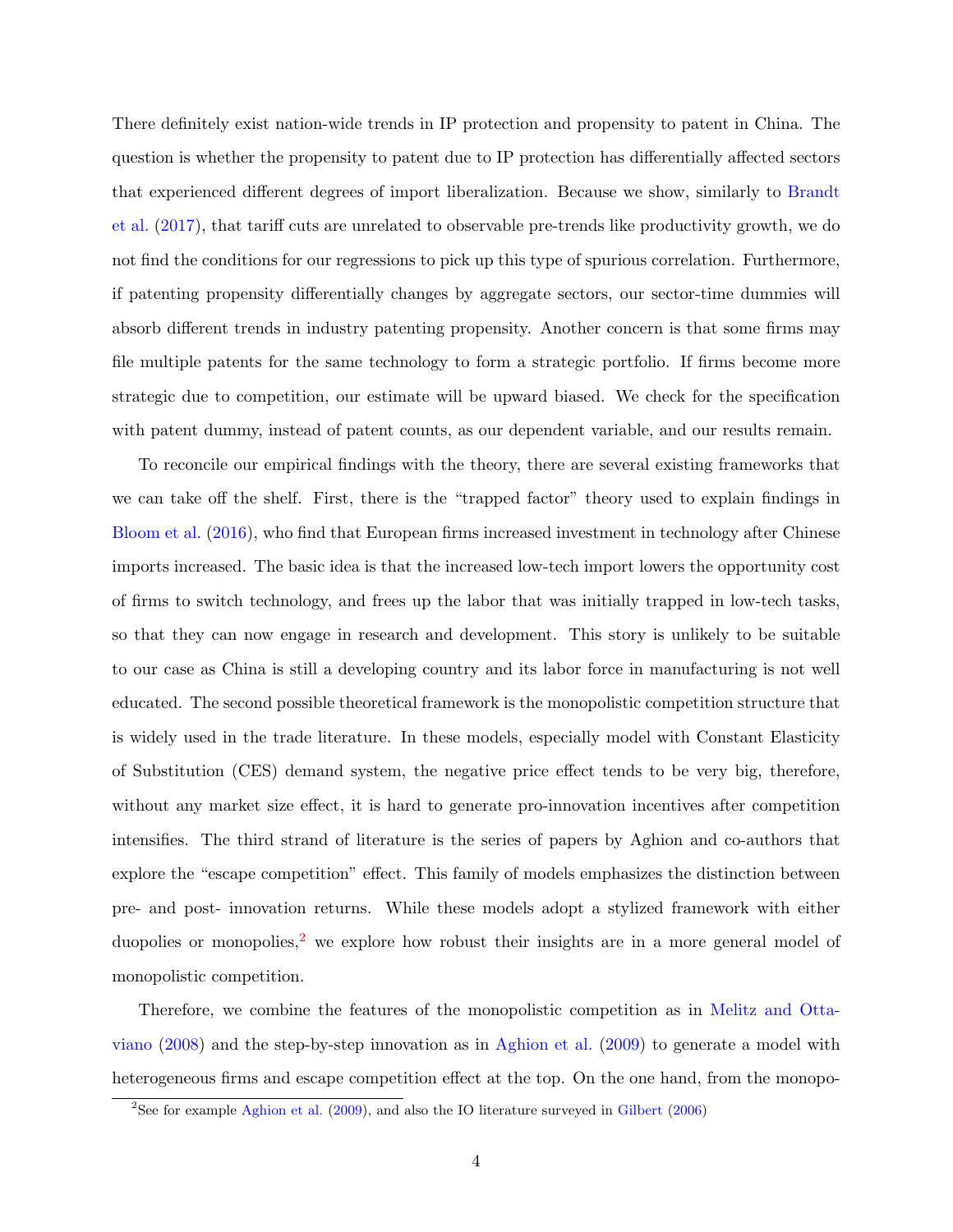There definitely exist nation-wide trends in IP protection and propensity to patent in China. The question is whether the propensity to patent due to IP protection has differentially affected sectors that experienced different degrees of import liberalization. Because we show, similarly to Brandt et al. (2017), that tariff cuts are unrelated to observable pre-trends like productivity growth, we do not find the conditions for our regressions to pick up this type of spurious correlation. Furthermore, if patenting propensity differentially changes by aggregate sectors, our sector-time dummies will absorb different trends in industry patenting propensity. Another concern is that some firms may file multiple patents for the same technology to form a strategic portfolio. If firms become more strategic due to competition, our estimate will be upward biased. We check for the specification with patent dummy, instead of patent counts, as our dependent variable, and our results remain.

To reconcile our empirical findings with the theory, there are several existing frameworks that we can take off the shelf. First, there is the "trapped factor" theory used to explain findings in Bloom et al. (2016), who find that European firms increased investment in technology after Chinese imports increased. The basic idea is that the increased low-tech import lowers the opportunity cost of firms to switch technology, and frees up the labor that was initially trapped in low-tech tasks, so that they can now engage in research and development. This story is unlikely to be suitable to our case as China is still a developing country and its labor force in manufacturing is not well educated. The second possible theoretical framework is the monopolistic competition structure that is widely used in the trade literature. In these models, especially model with Constant Elasticity of Substitution (CES) demand system, the negative price effect tends to be very big, therefore, without any market size effect, it is hard to generate pro-innovation incentives after competition intensifies. The third strand of literature is the series of papers by Aghion and co-authors that explore the "escape competition" effect. This family of models emphasizes the distinction between pre- and post- innovation returns. While these models adopt a stylized framework with either duopolies or monopolies,[2] we explore how robust their insights are in a more general model of monopolistic competition.

Therefore, we combine the features of the monopolistic competition as in Melitz and Ottaviano (2008) and the step-by-step innovation as in Aghion et al. (2009) to generate a model with heterogeneous firms and escape competition effect at the top. On the one hand, from the monopo-

[2] See for example Aghion et al. (2009), and also the IO literature surveyed in Gilbert (2006)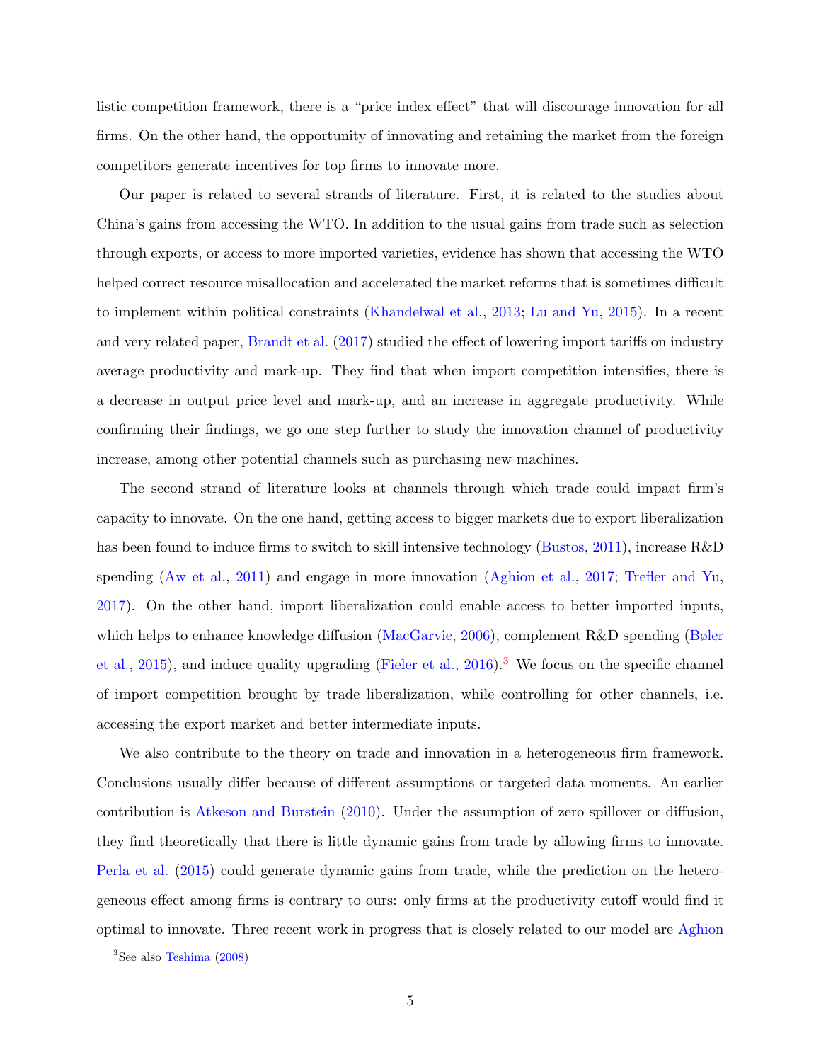listic competition framework, there is a "price index effect" that will discourage innovation for all firms. On the other hand, the opportunity of innovating and retaining the market from the foreign competitors generate incentives for top firms to innovate more.

Our paper is related to several strands of literature. First, it is related to the studies about China's gains from accessing the WTO. In addition to the usual gains from trade such as selection through exports, or access to more imported varieties, evidence has shown that accessing the WTO helped correct resource misallocation and accelerated the market reforms that is sometimes difficult to implement within political constraints (Khandelwal et al., 2013; Lu and Yu, 2015). In a recent and very related paper, Brandt et al. (2017) studied the effect of lowering import tariffs on industry average productivity and mark-up. They find that when import competition intensifies, there is a decrease in output price level and mark-up, and an increase in aggregate productivity. While confirming their findings, we go one step further to study the innovation channel of productivity increase, among other potential channels such as purchasing new machines.

The second strand of literature looks at channels through which trade could impact firm's capacity to innovate. On the one hand, getting access to bigger markets due to export liberalization has been found to induce firms to switch to skill intensive technology (Bustos, 2011), increase R&D spending (Aw et al., 2011) and engage in more innovation (Aghion et al., 2017; Trefler and Yu, 2017). On the other hand, import liberalization could enable access to better imported inputs, which helps to enhance knowledge diffusion (MacGarvie, 2006), complement R&D spending (Bøler et al., 2015), and induce quality upgrading (Fieler et al., 2016).[3] We focus on the specific channel of import competition brought by trade liberalization, while controlling for other channels, i.e. accessing the export market and better intermediate inputs.

We also contribute to the theory on trade and innovation in a heterogeneous firm framework. Conclusions usually differ because of different assumptions or targeted data moments. An earlier contribution is Atkeson and Burstein (2010). Under the assumption of zero spillover or diffusion, they find theoretically that there is little dynamic gains from trade by allowing firms to innovate. Perla et al. (2015) could generate dynamic gains from trade, while the prediction on the heterogeneous effect among firms is contrary to ours: only firms at the productivity cutoff would find it optimal to innovate. Three recent work in progress that is closely related to our model are Aghion

[3] See also Teshima (2008)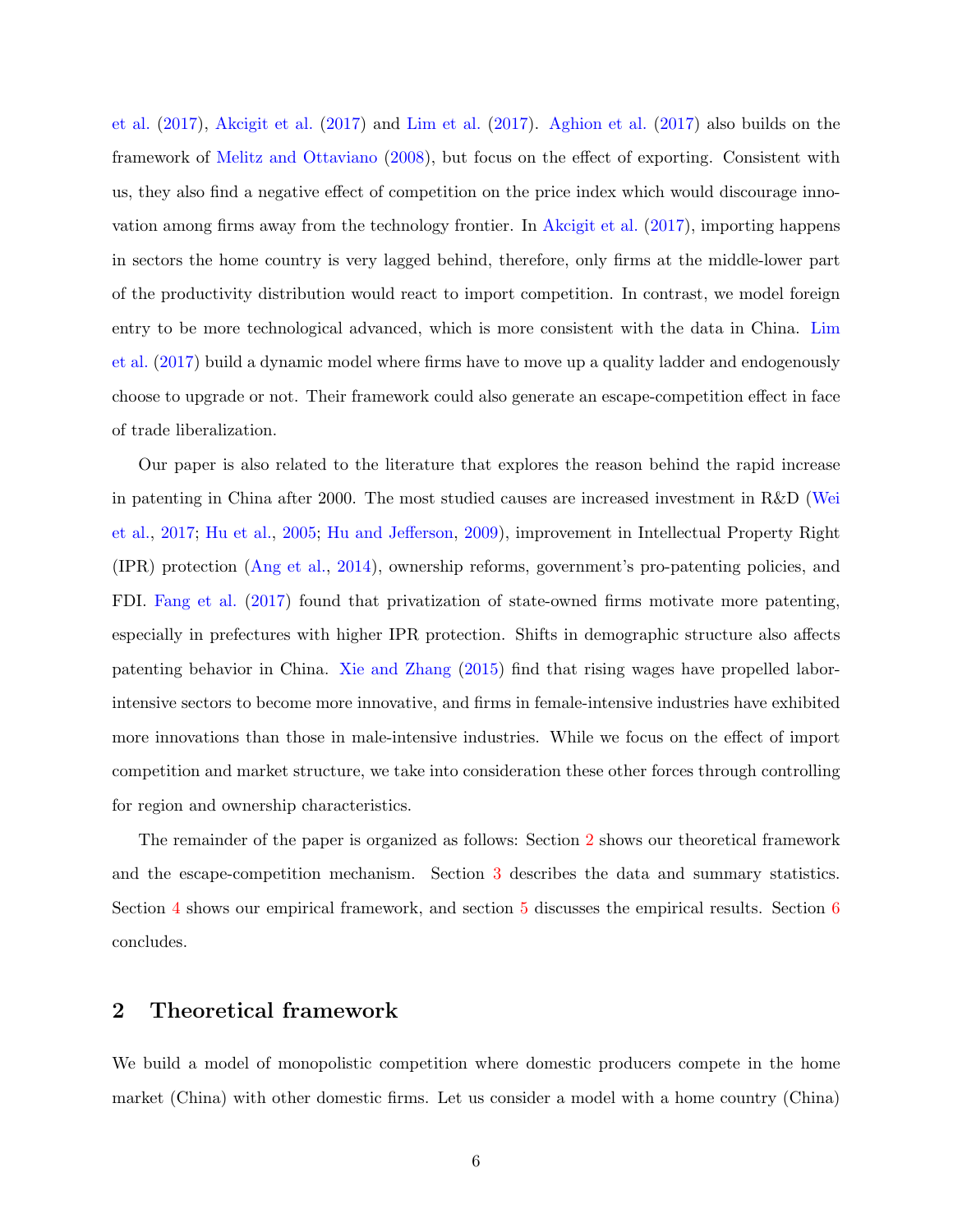et al. (2017), Akcigit et al. (2017) and Lim et al. (2017). Aghion et al. (2017) also builds on the framework of Melitz and Ottaviano (2008), but focus on the effect of exporting. Consistent with us, they also find a negative effect of competition on the price index which would discourage innovation among firms away from the technology frontier. In Akcigit et al. (2017), importing happens in sectors the home country is very lagged behind, therefore, only firms at the middle-lower part of the productivity distribution would react to import competition. In contrast, we model foreign entry to be more technological advanced, which is more consistent with the data in China. Lim et al. (2017) build a dynamic model where firms have to move up a quality ladder and endogenously choose to upgrade or not. Their framework could also generate an escape-competition effect in face of trade liberalization.

Our paper is also related to the literature that explores the reason behind the rapid increase in patenting in China after 2000. The most studied causes are increased investment in R&D (Wei et al., 2017; Hu et al., 2005; Hu and Jefferson, 2009), improvement in Intellectual Property Right (IPR) protection (Ang et al., 2014), ownership reforms, government's pro-patenting policies, and FDI. Fang et al. (2017) found that privatization of state-owned firms motivate more patenting, especially in prefectures with higher IPR protection. Shifts in demographic structure also affects patenting behavior in China. Xie and Zhang (2015) find that rising wages have propelled labor-intensive sectors to become more innovative, and firms in female-intensive industries have exhibited more innovations than those in male-intensive industries. While we focus on the effect of import competition and market structure, we take into consideration these other forces through controlling for region and ownership characteristics.

The remainder of the paper is organized as follows: Section 2 shows our theoretical framework and the escape-competition mechanism. Section 3 describes the data and summary statistics. Section 4 shows our empirical framework, and section 5 discusses the empirical results. Section 6 concludes.

## 2 Theoretical framework

We build a model of monopolistic competition where domestic producers compete in the home market (China) with other domestic firms. Let us consider a model with a home country (China)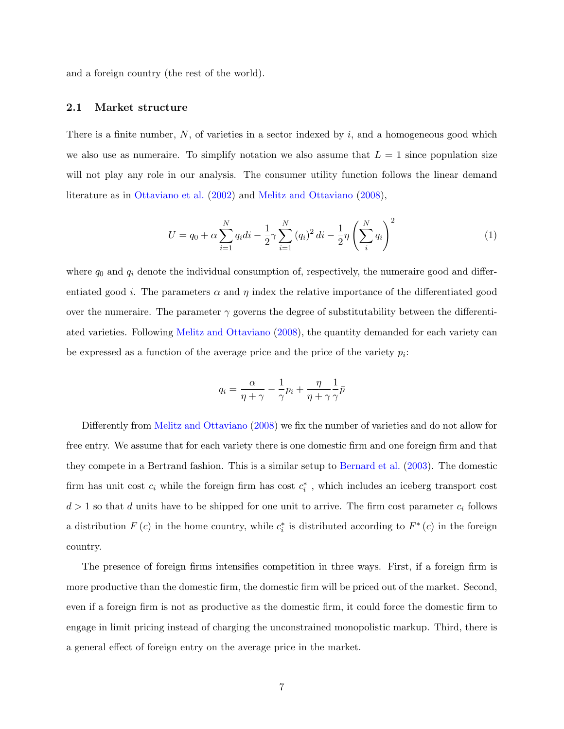and a foreign country (the rest of the world).

### 2.1 Market structure

There is a finite number, $N$, of varieties in a sector indexed by $i$, and a homogeneous good which we also use as numeraire. To simplify notation we also assume that $L = 1$ since population size will not play any role in our analysis. The consumer utility function follows the linear demand literature as in Ottaviano et al. (2002) and Melitz and Ottaviano (2008),

$$U = q_0 + \alpha \sum_{i=1}^{N} q_i di - \frac{1}{2}\gamma \sum_{i=1}^{N} (q_i)^2 \, di - \frac{1}{2}\eta \left( \sum_{i}^{N} q_i \right)^2 \tag{1}$$

where $q_0$ and $q_i$ denote the individual consumption of, respectively, the numeraire good and differentiated good $i$. The parameters $\alpha$ and $\eta$ index the relative importance of the differentiated good over the numeraire. The parameter $\gamma$ governs the degree of substitutability between the differentiated varieties. Following Melitz and Ottaviano (2008), the quantity demanded for each variety can be expressed as a function of the average price and the price of the variety $p_i$:

$$q_i = \frac{\alpha}{\eta + \gamma} - \frac{1}{\gamma} p_i + \frac{\eta}{\eta + \gamma} \frac{1}{\gamma} \bar{p}$$

Differently from Melitz and Ottaviano (2008) we fix the number of varieties and do not allow for free entry. We assume that for each variety there is one domestic firm and one foreign firm and that they compete in a Bertrand fashion. This is a similar setup to Bernard et al. (2003). The domestic firm has unit cost $c_i$ while the foreign firm has cost $c_i^*$ , which includes an iceberg transport cost $d > 1$ so that $d$ units have to be shipped for one unit to arrive. The firm cost parameter $c_i$ follows a distribution $F(c)$ in the home country, while $c_i^*$ is distributed according to $F^*(c)$ in the foreign country.

The presence of foreign firms intensifies competition in three ways. First, if a foreign firm is more productive than the domestic firm, the domestic firm will be priced out of the market. Second, even if a foreign firm is not as productive as the domestic firm, it could force the domestic firm to engage in limit pricing instead of charging the unconstrained monopolistic markup. Third, there is a general effect of foreign entry on the average price in the market.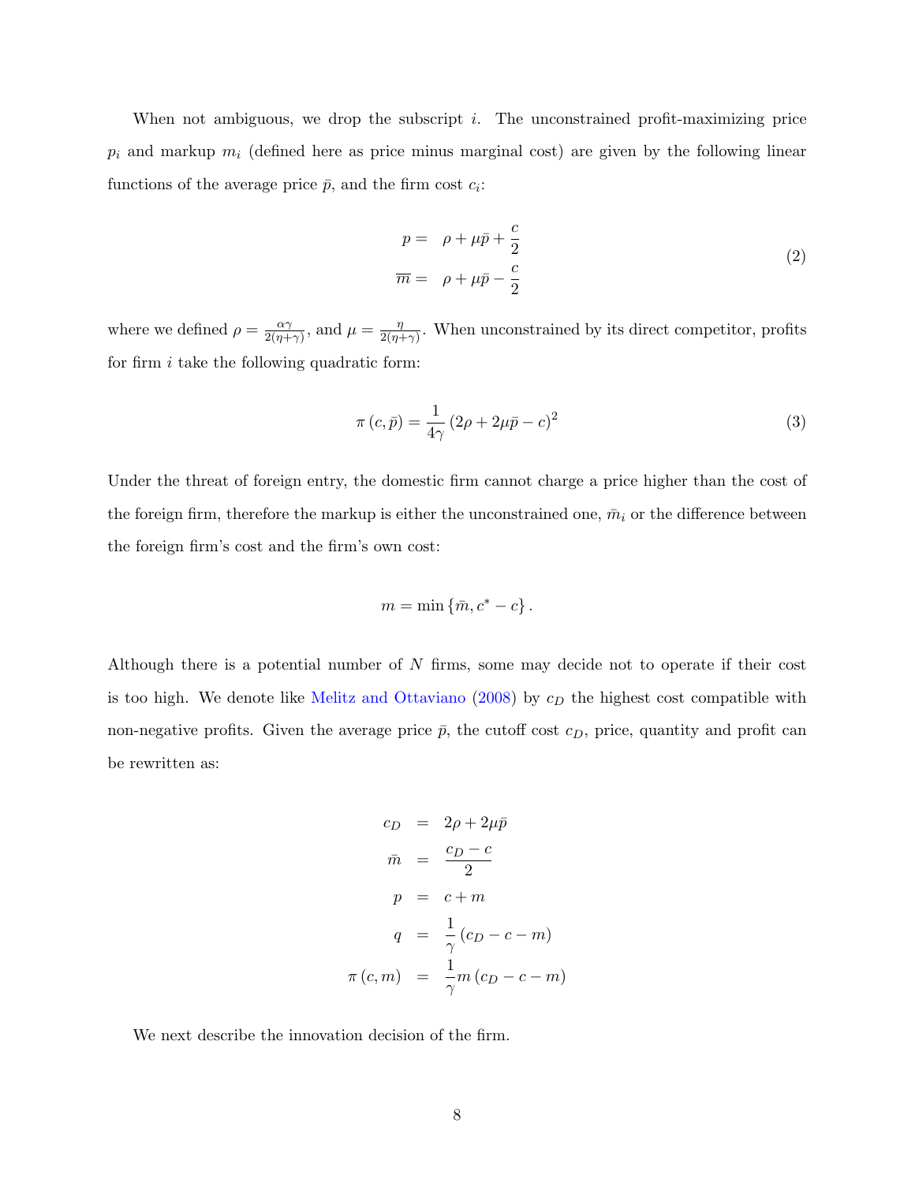When not ambiguous, we drop the subscript $i$. The unconstrained profit-maximizing price $p_i$ and markup $m_i$ (defined here as price minus marginal cost) are given by the following linear functions of the average price $\bar{p}$, and the firm cost $c_i$:

$$
\begin{aligned}
p = & \quad \rho + \mu\bar{p} + \frac{c}{2} \\
\overline{m} = & \quad \rho + \mu\bar{p} - \frac{c}{2}
\end{aligned}
\tag{2}
$$

where we defined $\rho = \frac{\alpha\gamma}{2(\eta+\gamma)}$, and $\mu = \frac{\eta}{2(\eta+\gamma)}$. When unconstrained by its direct competitor, profits for firm $i$ take the following quadratic form:

$$
\pi(c, \bar{p}) = \frac{1}{4\gamma}(2\rho + 2\mu\bar{p} - c)^2 \tag{3}
$$

Under the threat of foreign entry, the domestic firm cannot charge a price higher than the cost of the foreign firm, therefore the markup is either the unconstrained one, $\bar{m}_i$ or the difference between the foreign firm's cost and the firm's own cost:

$$
m = \min\{\bar{m}, c^* - c\}.
$$

Although there is a potential number of $N$ firms, some may decide not to operate if their cost is too high. We denote like Melitz and Ottaviano (2008) by $c_D$ the highest cost compatible with non-negative profits. Given the average price $\bar{p}$, the cutoff cost $c_D$, price, quantity and profit can be rewritten as:

$$
\begin{aligned}
c_D &= 2\rho + 2\mu\bar{p} \\
\bar{m} &= \frac{c_D - c}{2} \\
p &= c + m \\
q &= \frac{1}{\gamma}(c_D - c - m) \\
\pi(c, m) &= \frac{1}{\gamma} m (c_D - c - m)
\end{aligned}
$$

We next describe the innovation decision of the firm.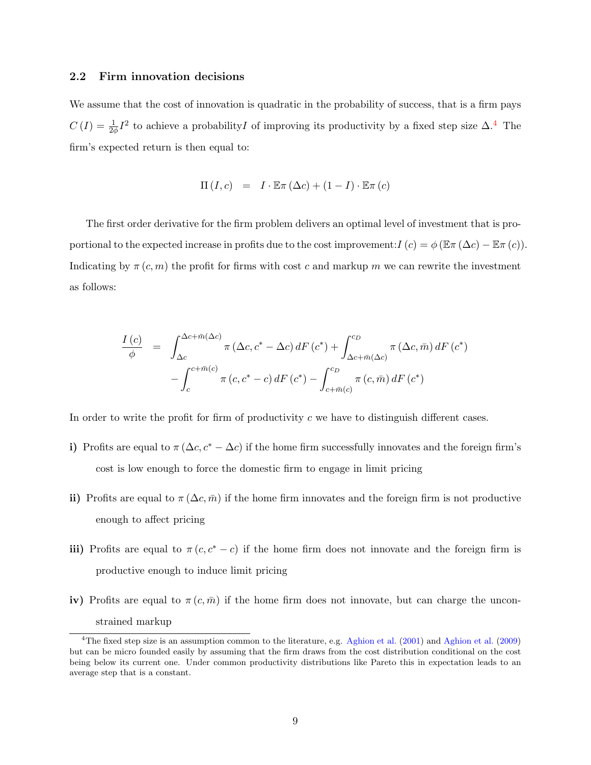### 2.2 Firm innovation decisions

We assume that the cost of innovation is quadratic in the probability of success, that is a firm pays $C(I) = \frac{1}{2\phi} I^2$ to achieve a probability $I$ of improving its productivity by a fixed step size $\Delta$.[4] The firm's expected return is then equal to:

$$\Pi(I, c) \quad = \quad I \cdot \mathbb{E}\pi(\Delta c) + (1 - I) \cdot \mathbb{E}\pi(c)$$

The first order derivative for the firm problem delivers an optimal level of investment that is proportional to the expected increase in profits due to the cost improvement: $I(c) = \phi(\mathbb{E}\pi(\Delta c) - \mathbb{E}\pi(c))$. Indicating by $\pi(c, m)$ the profit for firms with cost $c$ and markup $m$ we can rewrite the investment as follows:

$$\begin{aligned}
\frac{I(c)}{\phi} \quad = & \quad \int_{\Delta c}^{\Delta c + \bar{m}(\Delta c)} \pi(\Delta c, c^* - \Delta c)\, dF(c^*) + \int_{\Delta c + \bar{m}(\Delta c)}^{c_D} \pi(\Delta c, \bar{m})\, dF(c^*) \\
& - \int_{c}^{c + \bar{m}(c)} \pi(c, c^* - c)\, dF(c^*) - \int_{c + \bar{m}(c)}^{c_D} \pi(c, \bar{m})\, dF(c^*)
\end{aligned}$$

In order to write the profit for firm of productivity $c$ we have to distinguish different cases.

- **i)** Profits are equal to $\pi(\Delta c, c^* - \Delta c)$ if the home firm successfully innovates and the foreign firm's cost is low enough to force the domestic firm to engage in limit pricing
- **ii)** Profits are equal to $\pi(\Delta c, \bar{m})$ if the home firm innovates and the foreign firm is not productive enough to affect pricing
- **iii)** Profits are equal to $\pi(c, c^* - c)$ if the home firm does not innovate and the foreign firm is productive enough to induce limit pricing
- **iv)** Profits are equal to $\pi(c, \bar{m})$ if the home firm does not innovate, but can charge the unconstrained markup

[4] The fixed step size is an assumption common to the literature, e.g. Aghion et al. (2001) and Aghion et al. (2009) but can be micro founded easily by assuming that the firm draws from the cost distribution conditional on the cost being below its current one. Under common productivity distributions like Pareto this in expectation leads to an average step that is a constant.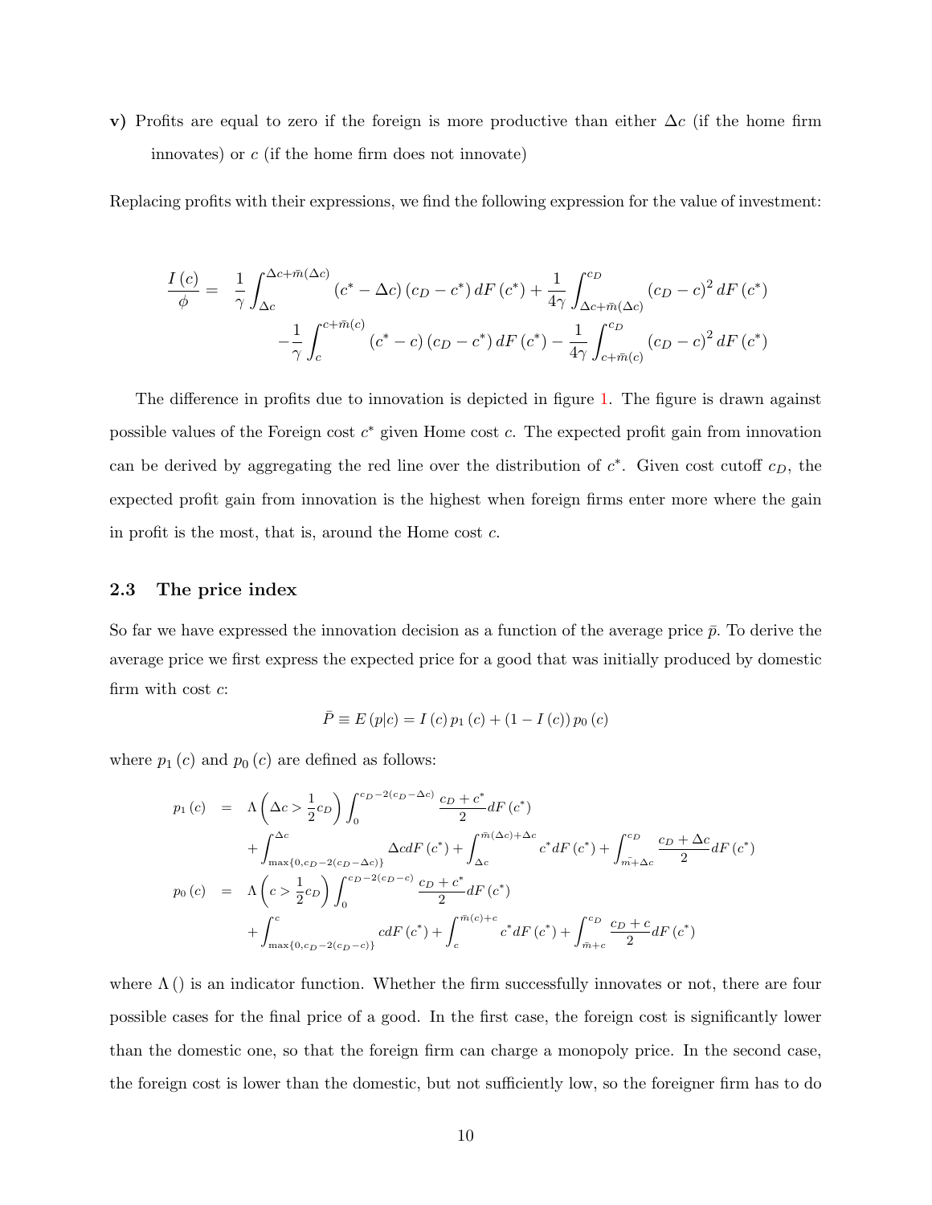**v)** Profits are equal to zero if the foreign is more productive than either $\Delta c$ (if the home firm innovates) or $c$ (if the home firm does not innovate)

Replacing profits with their expressions, we find the following expression for the value of investment:

$$
\begin{aligned}
\frac{I(c)}{\phi} = \; & \frac{1}{\gamma}\int_{\Delta c}^{\Delta c+\bar{m}(\Delta c)} \left(c^{*}-\Delta c\right)\left(c_{D}-c^{*}\right) dF\left(c^{*}\right) + \frac{1}{4\gamma}\int_{\Delta c+\bar{m}(\Delta c)}^{c_{D}} \left(c_{D}-c\right)^{2} dF\left(c^{*}\right) \\
& -\frac{1}{\gamma}\int_{c}^{c+\bar{m}(c)} \left(c^{*}-c\right)\left(c_{D}-c^{*}\right) dF\left(c^{*}\right) - \frac{1}{4\gamma}\int_{c+\bar{m}(c)}^{c_{D}} \left(c_{D}-c\right)^{2} dF\left(c^{*}\right)
\end{aligned}
$$

The difference in profits due to innovation is depicted in figure 1. The figure is drawn against possible values of the Foreign cost $c^{*}$ given Home cost $c$. The expected profit gain from innovation can be derived by aggregating the red line over the distribution of $c^{*}$. Given cost cutoff $c_D$, the expected profit gain from innovation is the highest when foreign firms enter more where the gain in profit is the most, that is, around the Home cost $c$.

### 2.3 The price index

So far we have expressed the innovation decision as a function of the average price $\bar{p}$. To derive the average price we first express the expected price for a good that was initially produced by domestic firm with cost $c$:

$$
\bar{P} \equiv E\left(p|c\right) = I\left(c\right) p_{1}\left(c\right) + \left(1 - I\left(c\right)\right) p_{0}\left(c\right)
$$

where $p_1(c)$ and $p_0(c)$ are defined as follows:

$$
\begin{aligned}
p_{1}(c) = \; & \Lambda\left(\Delta c > \frac{1}{2}c_{D}\right)\int_{0}^{c_{D}-2(c_{D}-\Delta c)} \frac{c_{D}+c^{*}}{2} dF\left(c^{*}\right) \\
& + \int_{\max\{0,c_{D}-2(c_{D}-\Delta c)\}}^{\Delta c} \Delta c\, dF\left(c^{*}\right) + \int_{\Delta c}^{\bar{m}(\Delta c)+\Delta c} c^{*} dF\left(c^{*}\right) + \int_{\bar{m}+\Delta c}^{c_{D}} \frac{c_{D}+\Delta c}{2} dF\left(c^{*}\right) \\
p_{0}(c) = \; & \Lambda\left(c > \frac{1}{2}c_{D}\right)\int_{0}^{c_{D}-2(c_{D}-c)} \frac{c_{D}+c^{*}}{2} dF\left(c^{*}\right) \\
& + \int_{\max\{0,c_{D}-2(c_{D}-c)\}}^{c} c\, dF\left(c^{*}\right) + \int_{c}^{\bar{m}(c)+c} c^{*} dF\left(c^{*}\right) + \int_{\bar{m}+c}^{c_{D}} \frac{c_{D}+c}{2} dF\left(c^{*}\right)
\end{aligned}
$$

where $\Lambda()$ is an indicator function. Whether the firm successfully innovates or not, there are four possible cases for the final price of a good. In the first case, the foreign cost is significantly lower than the domestic one, so that the foreign firm can charge a monopoly price. In the second case, the foreign cost is lower than the domestic, but not sufficiently low, so the foreigner firm has to do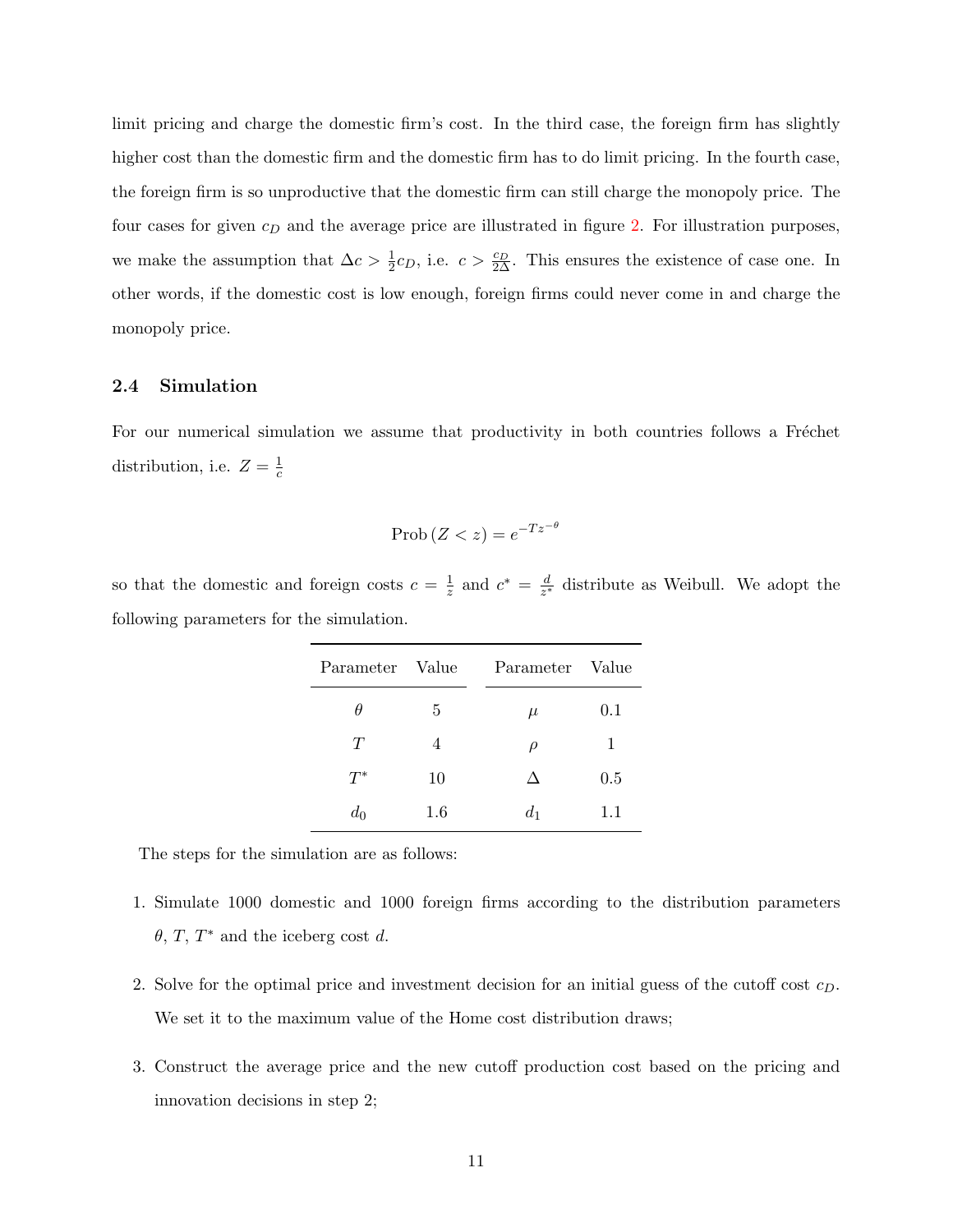limit pricing and charge the domestic firm's cost. In the third case, the foreign firm has slightly higher cost than the domestic firm and the domestic firm has to do limit pricing. In the fourth case, the foreign firm is so unproductive that the domestic firm can still charge the monopoly price. The four cases for given $c_D$ and the average price are illustrated in figure 2. For illustration purposes, we make the assumption that $\Delta c > \frac{1}{2}c_D$, i.e. $c > \frac{c_D}{2\Delta}$. This ensures the existence of case one. In other words, if the domestic cost is low enough, foreign firms could never come in and charge the monopoly price.

### 2.4 Simulation

For our numerical simulation we assume that productivity in both countries follows a Fréchet distribution, i.e. $Z = \frac{1}{c}$

$$\text{Prob}\left(Z < z\right) = e^{-Tz^{-\theta}}$$

so that the domestic and foreign costs $c = \frac{1}{z}$ and $c^* = \frac{d}{z^*}$ distribute as Weibull. We adopt the following parameters for the simulation.

| Parameter | Value | Parameter | Value |
|---|---|---|---|
| $\theta$ | 5 | $\mu$ | 0.1 |
| $T$ | 4 | $\rho$ | 1 |
| $T^*$ | 10 | $\Delta$ | 0.5 |
| $d_0$ | 1.6 | $d_1$ | 1.1 |

The steps for the simulation are as follows:

1. Simulate 1000 domestic and 1000 foreign firms according to the distribution parameters $\theta$, $T$, $T^*$ and the iceberg cost $d$.
2. Solve for the optimal price and investment decision for an initial guess of the cutoff cost $c_D$. We set it to the maximum value of the Home cost distribution draws;
3. Construct the average price and the new cutoff production cost based on the pricing and innovation decisions in step 2;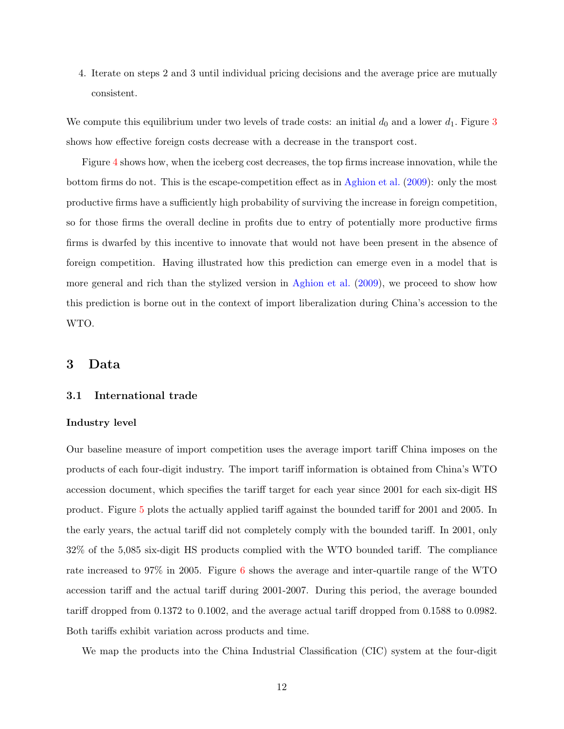4. Iterate on steps 2 and 3 until individual pricing decisions and the average price are mutually consistent.

We compute this equilibrium under two levels of trade costs: an initial $d_0$ and a lower $d_1$. Figure 3 shows how effective foreign costs decrease with a decrease in the transport cost.

Figure 4 shows how, when the iceberg cost decreases, the top firms increase innovation, while the bottom firms do not. This is the escape-competition effect as in Aghion et al. (2009): only the most productive firms have a sufficiently high probability of surviving the increase in foreign competition, so for those firms the overall decline in profits due to entry of potentially more productive firms firms is dwarfed by this incentive to innovate that would not have been present in the absence of foreign competition. Having illustrated how this prediction can emerge even in a model that is more general and rich than the stylized version in Aghion et al. (2009), we proceed to show how this prediction is borne out in the context of import liberalization during China's accession to the WTO.

## 3 Data

### 3.1 International trade

#### Industry level

Our baseline measure of import competition uses the average import tariff China imposes on the products of each four-digit industry. The import tariff information is obtained from China's WTO accession document, which specifies the tariff target for each year since 2001 for each six-digit HS product. Figure 5 plots the actually applied tariff against the bounded tariff for 2001 and 2005. In the early years, the actual tariff did not completely comply with the bounded tariff. In 2001, only 32% of the 5,085 six-digit HS products complied with the WTO bounded tariff. The compliance rate increased to 97% in 2005. Figure 6 shows the average and inter-quartile range of the WTO accession tariff and the actual tariff during 2001-2007. During this period, the average bounded tariff dropped from 0.1372 to 0.1002, and the average actual tariff dropped from 0.1588 to 0.0982. Both tariffs exhibit variation across products and time.

We map the products into the China Industrial Classification (CIC) system at the four-digit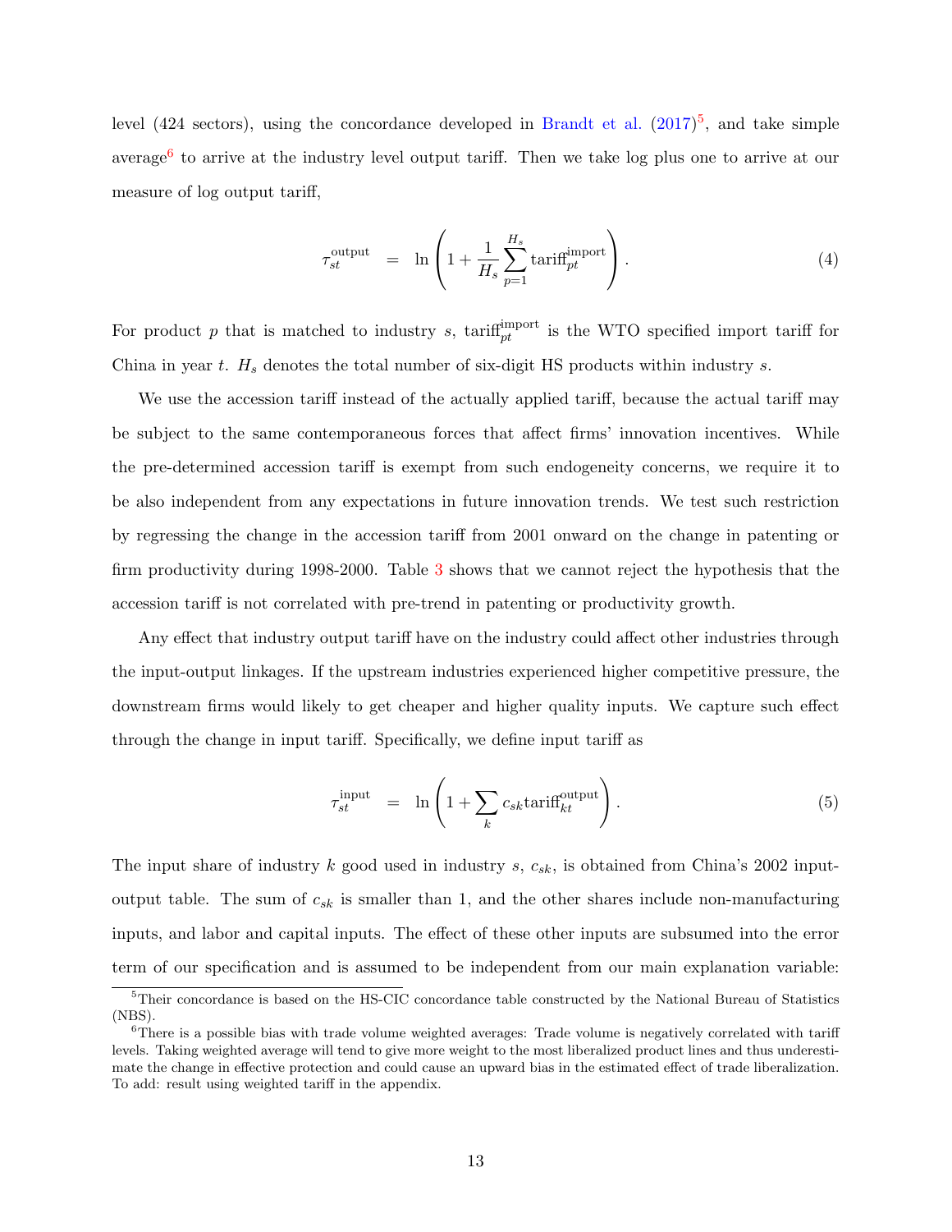level (424 sectors), using the concordance developed in Brandt et al. (2017)[5], and take simple average[6] to arrive at the industry level output tariff. Then we take log plus one to arrive at our measure of log output tariff,

$$\tau_{st}^{\text{output}} = \ln\left(1 + \frac{1}{H_s}\sum_{p=1}^{H_s} \text{tariff}_{pt}^{\text{import}}\right). \tag{4}$$

For product $p$ that is matched to industry $s$, $\text{tariff}_{pt}^{\text{import}}$ is the WTO specified import tariff for China in year $t$. $H_s$ denotes the total number of six-digit HS products within industry $s$.

We use the accession tariff instead of the actually applied tariff, because the actual tariff may be subject to the same contemporaneous forces that affect firms' innovation incentives. While the pre-determined accession tariff is exempt from such endogeneity concerns, we require it to be also independent from any expectations in future innovation trends. We test such restriction by regressing the change in the accession tariff from 2001 onward on the change in patenting or firm productivity during 1998-2000. Table 3 shows that we cannot reject the hypothesis that the accession tariff is not correlated with pre-trend in patenting or productivity growth.

Any effect that industry output tariff have on the industry could affect other industries through the input-output linkages. If the upstream industries experienced higher competitive pressure, the downstream firms would likely to get cheaper and higher quality inputs. We capture such effect through the change in input tariff. Specifically, we define input tariff as

$$\tau_{st}^{\text{input}} = \ln\left(1 + \sum_{k} c_{sk}\text{tariff}_{kt}^{\text{output}}\right). \tag{5}$$

The input share of industry $k$ good used in industry $s$, $c_{sk}$, is obtained from China's 2002 input-output table. The sum of $c_{sk}$ is smaller than 1, and the other shares include non-manufacturing inputs, and labor and capital inputs. The effect of these other inputs are subsumed into the error term of our specification and is assumed to be independent from our main explanation variable:

---

[5] Their concordance is based on the HS-CIC concordance table constructed by the National Bureau of Statistics (NBS).

[6] There is a possible bias with trade volume weighted averages: Trade volume is negatively correlated with tariff levels. Taking weighted average will tend to give more weight to the most liberalized product lines and thus underestimate the change in effective protection and could cause an upward bias in the estimated effect of trade liberalization. To add: result using weighted tariff in the appendix.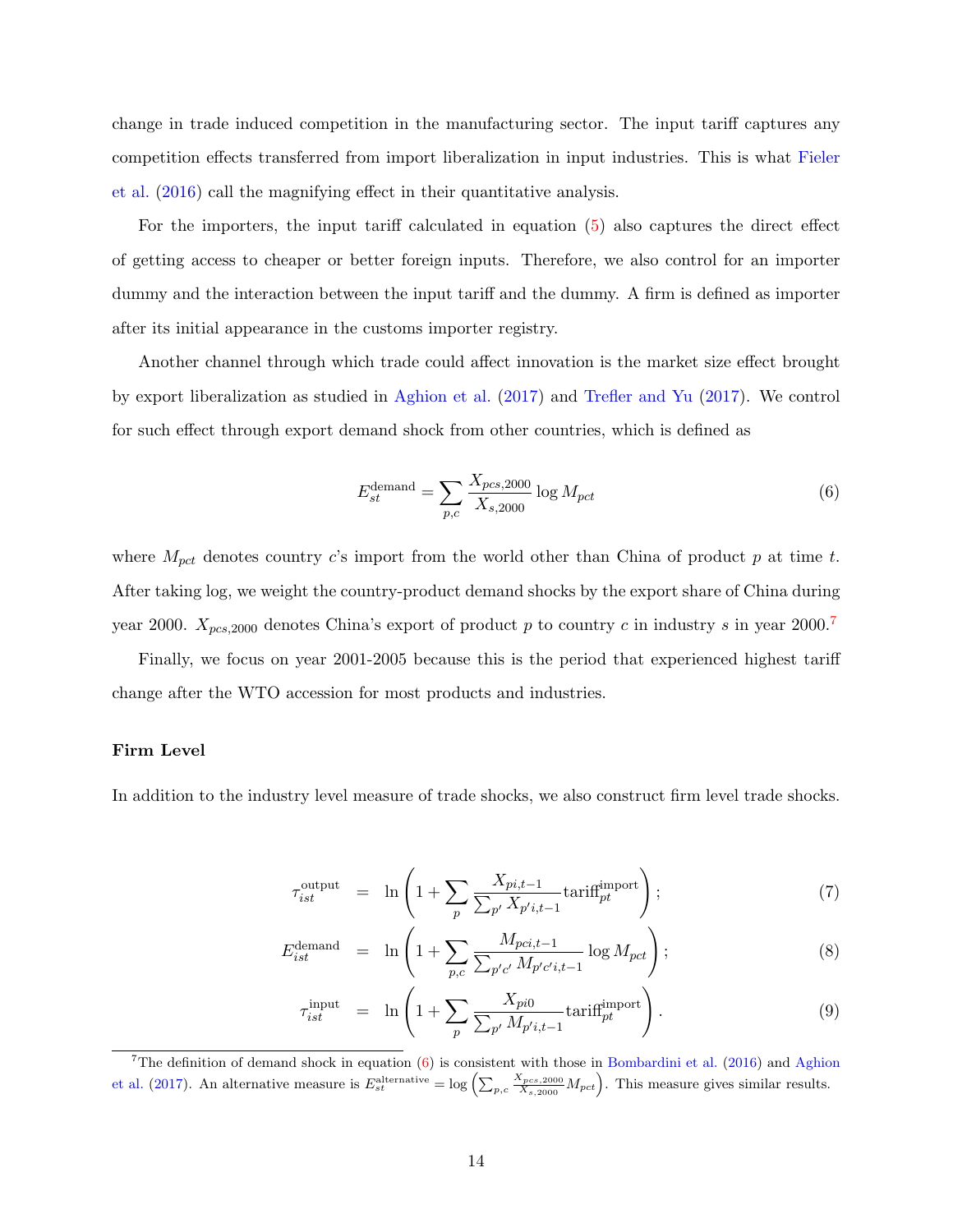change in trade induced competition in the manufacturing sector. The input tariff captures any competition effects transferred from import liberalization in input industries. This is what Fieler et al. (2016) call the magnifying effect in their quantitative analysis.

For the importers, the input tariff calculated in equation (5) also captures the direct effect of getting access to cheaper or better foreign inputs. Therefore, we also control for an importer dummy and the interaction between the input tariff and the dummy. A firm is defined as importer after its initial appearance in the customs importer registry.

Another channel through which trade could affect innovation is the market size effect brought by export liberalization as studied in Aghion et al. (2017) and Trefler and Yu (2017). We control for such effect through export demand shock from other countries, which is defined as

$$E_{st}^{\text{demand}} = \sum_{p,c} \frac{X_{pcs,2000}}{X_{s,2000}} \log M_{pct} \tag{6}$$

where $M_{pct}$ denotes country $c$'s import from the world other than China of product $p$ at time $t$. After taking log, we weight the country-product demand shocks by the export share of China during year 2000. $X_{pcs,2000}$ denotes China's export of product $p$ to country $c$ in industry $s$ in year 2000.[7]

Finally, we focus on year 2001-2005 because this is the period that experienced highest tariff change after the WTO accession for most products and industries.

**Firm Level**

In addition to the industry level measure of trade shocks, we also construct firm level trade shocks.

$$\tau_{ist}^{\text{output}} = \ln\left(1 + \sum_{p} \frac{X_{pi,t-1}}{\sum_{p'} X_{p'i,t-1}} \text{tariff}_{pt}^{\text{import}}\right); \tag{7}$$

$$E_{ist}^{\text{demand}} = \ln\left(1 + \sum_{p,c} \frac{M_{pci,t-1}}{\sum_{p'c'} M_{p'c'i,t-1}} \log M_{pct}\right); \tag{8}$$

$$\tau_{ist}^{\text{input}} = \ln\left(1 + \sum_{p} \frac{X_{pi0}}{\sum_{p'} M_{p'i,t-1}} \text{tariff}_{pt}^{\text{import}}\right). \tag{9}$$

[7] The definition of demand shock in equation (6) is consistent with those in Bombardini et al. (2016) and Aghion et al. (2017). An alternative measure is $E_{st}^{\text{alternative}} = \log\left(\sum_{p,c} \frac{X_{pcs,2000}}{X_{s,2000}} M_{pct}\right)$. This measure gives similar results.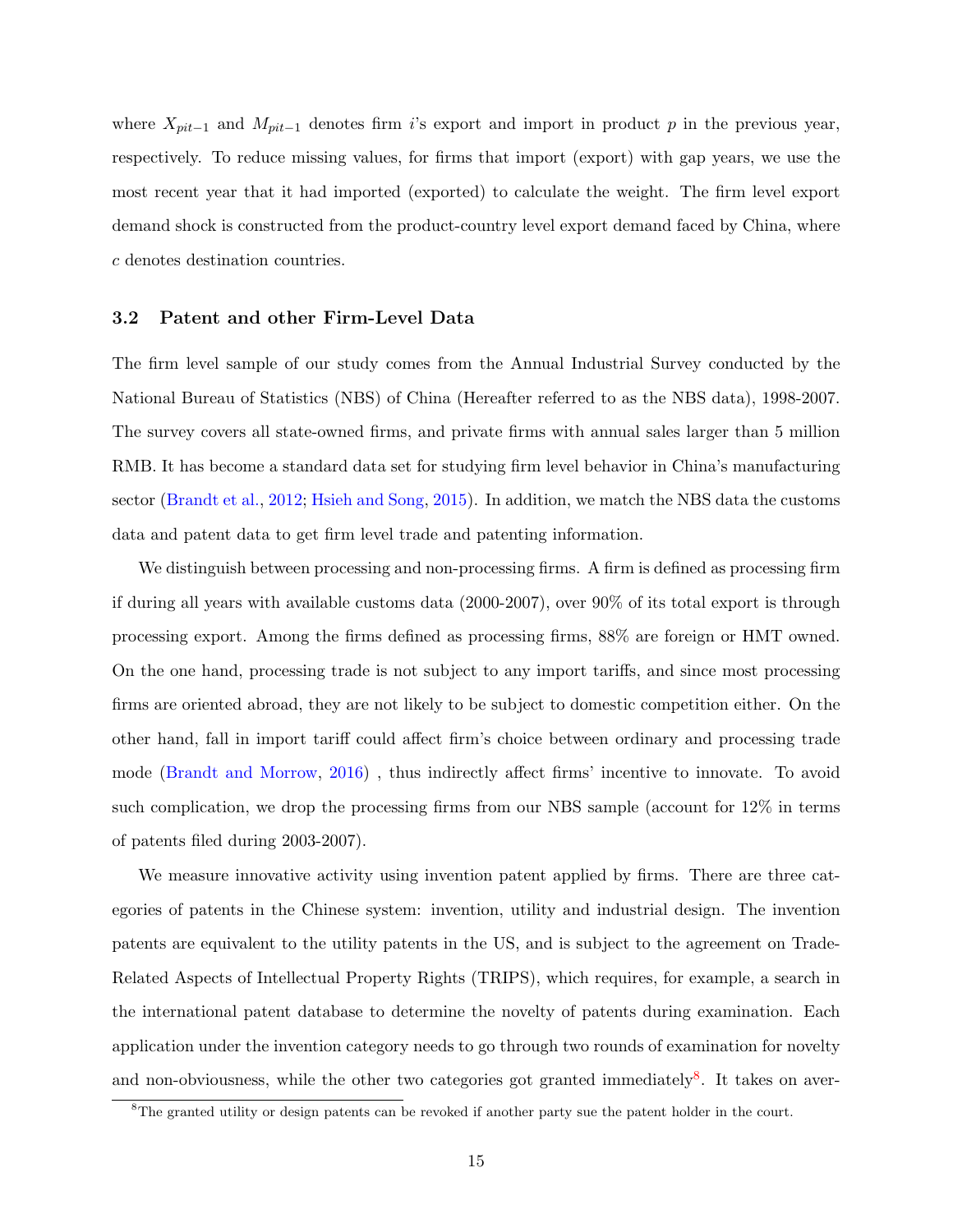where $X_{pit-1}$ and $M_{pit-1}$ denotes firm $i$'s export and import in product $p$ in the previous year, respectively. To reduce missing values, for firms that import (export) with gap years, we use the most recent year that it had imported (exported) to calculate the weight. The firm level export demand shock is constructed from the product-country level export demand faced by China, where $c$ denotes destination countries.

### 3.2 Patent and other Firm-Level Data

The firm level sample of our study comes from the Annual Industrial Survey conducted by the National Bureau of Statistics (NBS) of China (Hereafter referred to as the NBS data), 1998-2007. The survey covers all state-owned firms, and private firms with annual sales larger than 5 million RMB. It has become a standard data set for studying firm level behavior in China's manufacturing sector (Brandt et al., 2012; Hsieh and Song, 2015). In addition, we match the NBS data the customs data and patent data to get firm level trade and patenting information.

We distinguish between processing and non-processing firms. A firm is defined as processing firm if during all years with available customs data (2000-2007), over 90% of its total export is through processing export. Among the firms defined as processing firms, 88% are foreign or HMT owned. On the one hand, processing trade is not subject to any import tariffs, and since most processing firms are oriented abroad, they are not likely to be subject to domestic competition either. On the other hand, fall in import tariff could affect firm's choice between ordinary and processing trade mode (Brandt and Morrow, 2016) , thus indirectly affect firms' incentive to innovate. To avoid such complication, we drop the processing firms from our NBS sample (account for 12% in terms of patents filed during 2003-2007).

We measure innovative activity using invention patent applied by firms. There are three categories of patents in the Chinese system: invention, utility and industrial design. The invention patents are equivalent to the utility patents in the US, and is subject to the agreement on Trade-Related Aspects of Intellectual Property Rights (TRIPS), which requires, for example, a search in the international patent database to determine the novelty of patents during examination. Each application under the invention category needs to go through two rounds of examination for novelty and non-obviousness, while the other two categories got granted immediately[8]. It takes on aver-

[8] The granted utility or design patents can be revoked if another party sue the patent holder in the court.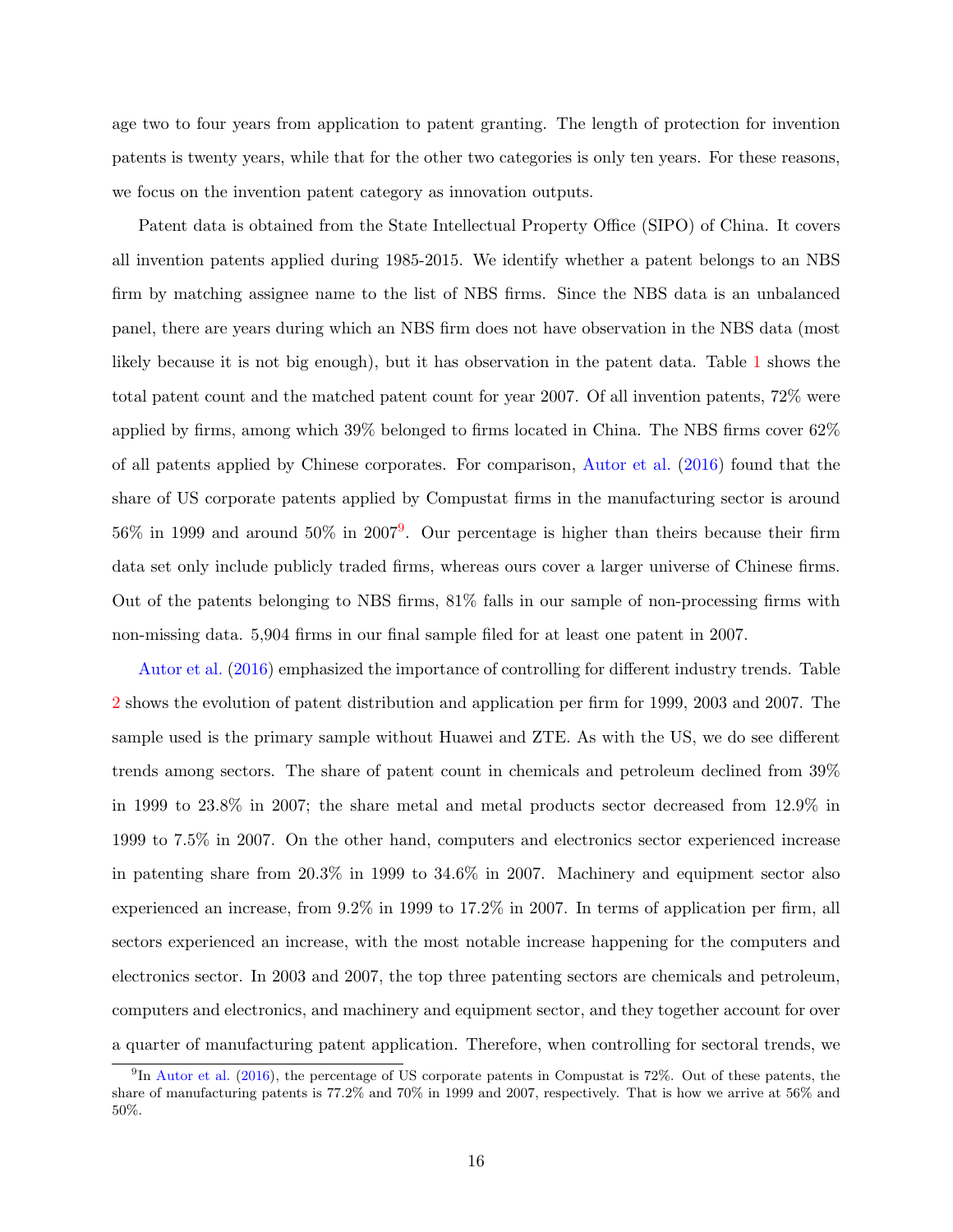age two to four years from application to patent granting. The length of protection for invention patents is twenty years, while that for the other two categories is only ten years. For these reasons, we focus on the invention patent category as innovation outputs.

Patent data is obtained from the State Intellectual Property Office (SIPO) of China. It covers all invention patents applied during 1985-2015. We identify whether a patent belongs to an NBS firm by matching assignee name to the list of NBS firms. Since the NBS data is an unbalanced panel, there are years during which an NBS firm does not have observation in the NBS data (most likely because it is not big enough), but it has observation in the patent data. Table 1 shows the total patent count and the matched patent count for year 2007. Of all invention patents, 72% were applied by firms, among which 39% belonged to firms located in China. The NBS firms cover 62% of all patents applied by Chinese corporates. For comparison, Autor et al. (2016) found that the share of US corporate patents applied by Compustat firms in the manufacturing sector is around 56% in 1999 and around 50% in 2007[9]. Our percentage is higher than theirs because their firm data set only include publicly traded firms, whereas ours cover a larger universe of Chinese firms. Out of the patents belonging to NBS firms, 81% falls in our sample of non-processing firms with non-missing data. 5,904 firms in our final sample filed for at least one patent in 2007.

Autor et al. (2016) emphasized the importance of controlling for different industry trends. Table 2 shows the evolution of patent distribution and application per firm for 1999, 2003 and 2007. The sample used is the primary sample without Huawei and ZTE. As with the US, we do see different trends among sectors. The share of patent count in chemicals and petroleum declined from 39% in 1999 to 23.8% in 2007; the share metal and metal products sector decreased from 12.9% in 1999 to 7.5% in 2007. On the other hand, computers and electronics sector experienced increase in patenting share from 20.3% in 1999 to 34.6% in 2007. Machinery and equipment sector also experienced an increase, from 9.2% in 1999 to 17.2% in 2007. In terms of application per firm, all sectors experienced an increase, with the most notable increase happening for the computers and electronics sector. In 2003 and 2007, the top three patenting sectors are chemicals and petroleum, computers and electronics, and machinery and equipment sector, and they together account for over a quarter of manufacturing patent application. Therefore, when controlling for sectoral trends, we

[9] In Autor et al. (2016), the percentage of US corporate patents in Compustat is 72%. Out of these patents, the share of manufacturing patents is 77.2% and 70% in 1999 and 2007, respectively. That is how we arrive at 56% and 50%.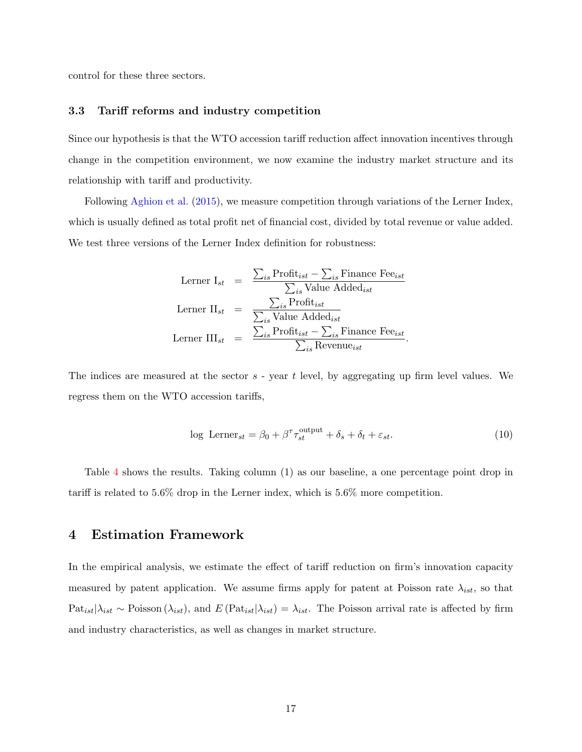control for these three sectors.

### 3.3 Tariff reforms and industry competition

Since our hypothesis is that the WTO accession tariff reduction affect innovation incentives through change in the competition environment, we now examine the industry market structure and its relationship with tariff and productivity.

Following Aghion et al. (2015), we measure competition through variations of the Lerner Index, which is usually defined as total profit net of financial cost, divided by total revenue or value added. We test three versions of the Lerner Index definition for robustness:

$$
\begin{aligned}
\text{Lerner I}_{st} &= \frac{\sum_{is} \text{Profit}_{ist} - \sum_{is} \text{Finance Fee}_{ist}}{\sum_{is} \text{Value Added}_{ist}} \\
\text{Lerner II}_{st} &= \frac{\sum_{is} \text{Profit}_{ist}}{\sum_{is} \text{Value Added}_{ist}} \\
\text{Lerner III}_{st} &= \frac{\sum_{is} \text{Profit}_{ist} - \sum_{is} \text{Finance Fee}_{ist}}{\sum_{is} \text{Revenue}_{ist}}.
\end{aligned}
$$

The indices are measured at the sector $s$ - year $t$ level, by aggregating up firm level values. We regress them on the WTO accession tariffs,

$$
\log\ \text{Lerner}_{st} = \beta_0 + \beta^{\tau} \tau_{st}^{\text{output}} + \delta_s + \delta_t + \varepsilon_{st}. \tag{10}
$$

Table 4 shows the results. Taking column (1) as our baseline, a one percentage point drop in tariff is related to 5.6% drop in the Lerner index, which is 5.6% more competition.

## 4 Estimation Framework

In the empirical analysis, we estimate the effect of tariff reduction on firm's innovation capacity measured by patent application. We assume firms apply for patent at Poisson rate $\lambda_{ist}$, so that $\text{Pat}_{ist}|\lambda_{ist} \sim \text{Poisson}(\lambda_{ist})$, and $E(\text{Pat}_{ist}|\lambda_{ist}) = \lambda_{ist}$. The Poisson arrival rate is affected by firm and industry characteristics, as well as changes in market structure.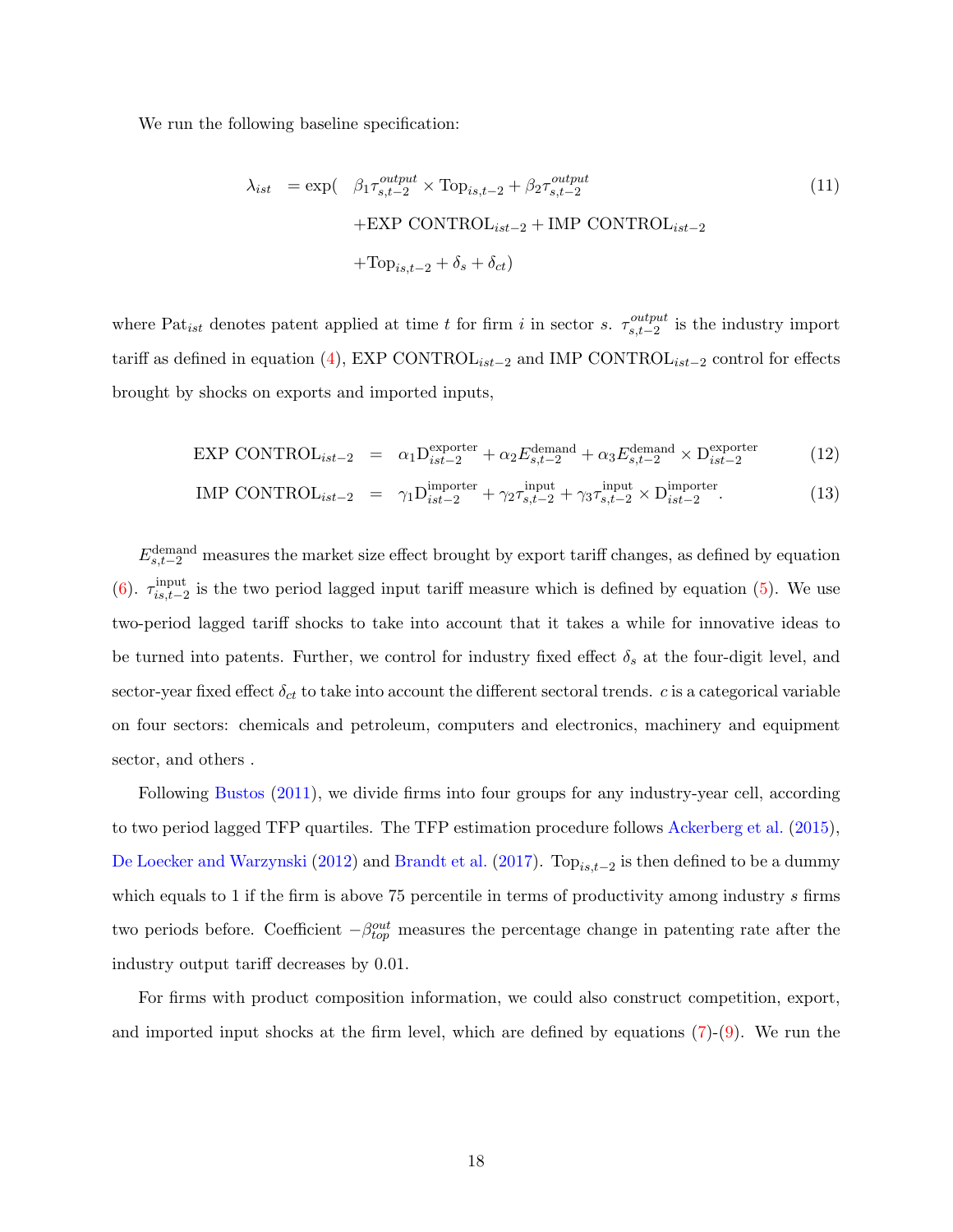We run the following baseline specification:

$$
\begin{aligned}
\lambda_{ist} \quad = \exp( \quad & \beta_1 \tau^{output}_{s,t-2} \times \text{Top}_{is,t-2} + \beta_2 \tau^{output}_{s,t-2} \\
& + \text{EXP CONTROL}_{ist-2} + \text{IMP CONTROL}_{ist-2} \\
& + \text{Top}_{is,t-2} + \delta_s + \delta_{ct})
\end{aligned} \tag{11}
$$

where $\text{Pat}_{ist}$ denotes patent applied at time $t$ for firm $i$ in sector $s$. $\tau^{output}_{s,t-2}$ is the industry import tariff as defined in equation (4), $\text{EXP CONTROL}_{ist-2}$ and $\text{IMP CONTROL}_{ist-2}$ control for effects brought by shocks on exports and imported inputs,

$$
\text{EXP CONTROL}_{ist-2} \quad = \quad \alpha_1 \text{D}^{\text{exporter}}_{ist-2} + \alpha_2 E^{\text{demand}}_{s,t-2} + \alpha_3 E^{\text{demand}}_{s,t-2} \times \text{D}^{\text{exporter}}_{ist-2} \tag{12}
$$

$$
\text{IMP CONTROL}_{ist-2} \quad = \quad \gamma_1 \text{D}^{\text{importer}}_{ist-2} + \gamma_2 \tau^{\text{input}}_{s,t-2} + \gamma_3 \tau^{\text{input}}_{s,t-2} \times \text{D}^{\text{importer}}_{ist-2}. \tag{13}
$$

$E^{\text{demand}}_{s,t-2}$ measures the market size effect brought by export tariff changes, as defined by equation (6). $\tau^{\text{input}}_{is,t-2}$ is the two period lagged input tariff measure which is defined by equation (5). We use two-period lagged tariff shocks to take into account that it takes a while for innovative ideas to be turned into patents. Further, we control for industry fixed effect $\delta_s$ at the four-digit level, and sector-year fixed effect $\delta_{ct}$ to take into account the different sectoral trends. $c$ is a categorical variable on four sectors: chemicals and petroleum, computers and electronics, machinery and equipment sector, and others .

Following Bustos (2011), we divide firms into four groups for any industry-year cell, according to two period lagged TFP quartiles. The TFP estimation procedure follows Ackerberg et al. (2015), De Loecker and Warzynski (2012) and Brandt et al. (2017). $\text{Top}_{is,t-2}$ is then defined to be a dummy which equals to 1 if the firm is above 75 percentile in terms of productivity among industry $s$ firms two periods before. Coefficient $-\beta^{out}_{top}$ measures the percentage change in patenting rate after the industry output tariff decreases by 0.01.

For firms with product composition information, we could also construct competition, export, and imported input shocks at the firm level, which are defined by equations (7)-(9). We run the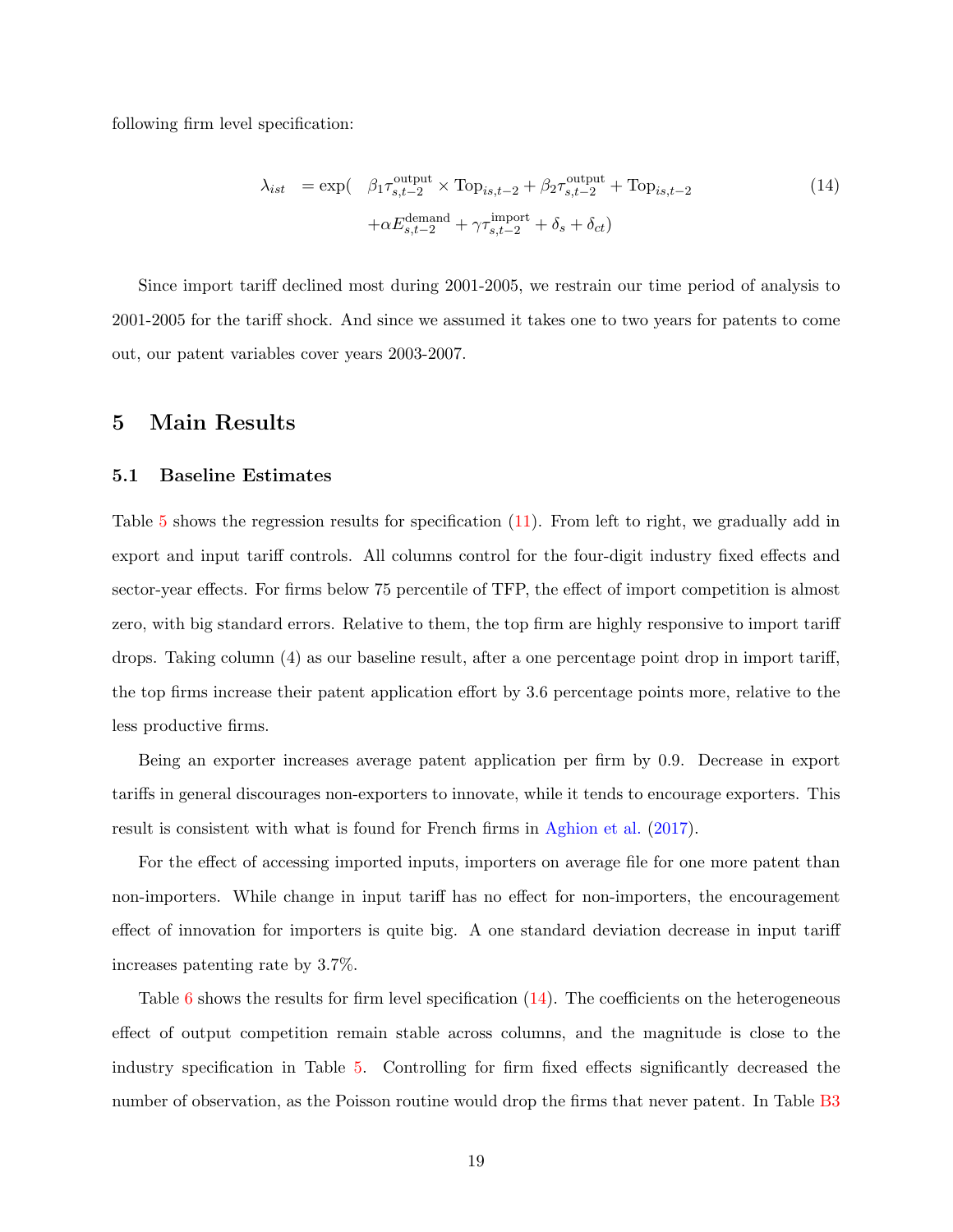following firm level specification:

$$
\begin{aligned}
\lambda_{ist} \quad = \exp( \quad & \beta_1 \tau^{\text{output}}_{s,t-2} \times \text{Top}_{is,t-2} + \beta_2 \tau^{\text{output}}_{s,t-2} + \text{Top}_{is,t-2} \\
& + \alpha E^{\text{demand}}_{s,t-2} + \gamma \tau^{\text{import}}_{s,t-2} + \delta_s + \delta_{ct})
\end{aligned} \tag{14}
$$

Since import tariff declined most during 2001-2005, we restrain our time period of analysis to 2001-2005 for the tariff shock. And since we assumed it takes one to two years for patents to come out, our patent variables cover years 2003-2007.

# 5 Main Results

## 5.1 Baseline Estimates

Table 5 shows the regression results for specification (11). From left to right, we gradually add in export and input tariff controls. All columns control for the four-digit industry fixed effects and sector-year effects. For firms below 75 percentile of TFP, the effect of import competition is almost zero, with big standard errors. Relative to them, the top firm are highly responsive to import tariff drops. Taking column (4) as our baseline result, after a one percentage point drop in import tariff, the top firms increase their patent application effort by 3.6 percentage points more, relative to the less productive firms.

Being an exporter increases average patent application per firm by 0.9. Decrease in export tariffs in general discourages non-exporters to innovate, while it tends to encourage exporters. This result is consistent with what is found for French firms in Aghion et al. (2017).

For the effect of accessing imported inputs, importers on average file for one more patent than non-importers. While change in input tariff has no effect for non-importers, the encouragement effect of innovation for importers is quite big. A one standard deviation decrease in input tariff increases patenting rate by 3.7%.

Table 6 shows the results for firm level specification (14). The coefficients on the heterogeneous effect of output competition remain stable across columns, and the magnitude is close to the industry specification in Table 5. Controlling for firm fixed effects significantly decreased the number of observation, as the Poisson routine would drop the firms that never patent. In Table B3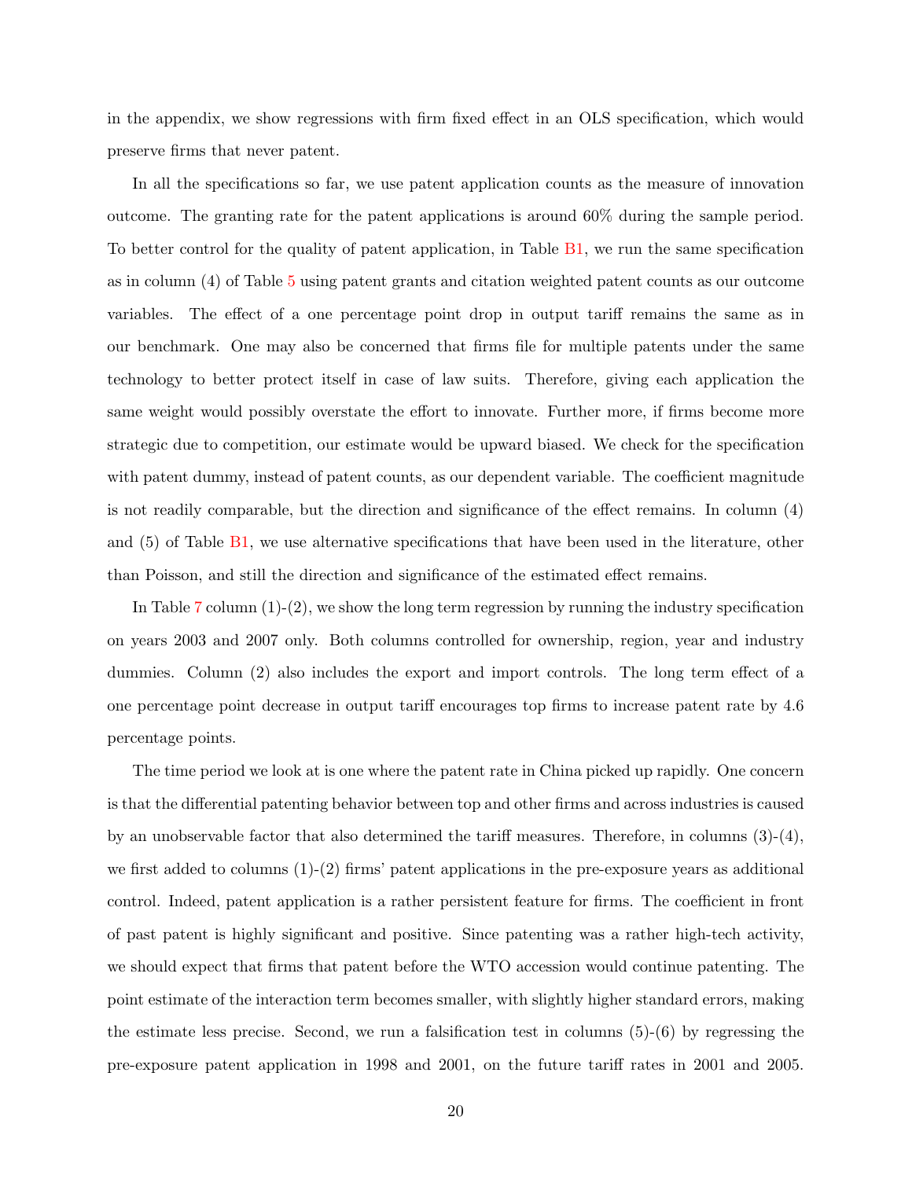in the appendix, we show regressions with firm fixed effect in an OLS specification, which would preserve firms that never patent.

In all the specifications so far, we use patent application counts as the measure of innovation outcome. The granting rate for the patent applications is around 60% during the sample period. To better control for the quality of patent application, in Table B1, we run the same specification as in column (4) of Table 5 using patent grants and citation weighted patent counts as our outcome variables. The effect of a one percentage point drop in output tariff remains the same as in our benchmark. One may also be concerned that firms file for multiple patents under the same technology to better protect itself in case of law suits. Therefore, giving each application the same weight would possibly overstate the effort to innovate. Further more, if firms become more strategic due to competition, our estimate would be upward biased. We check for the specification with patent dummy, instead of patent counts, as our dependent variable. The coefficient magnitude is not readily comparable, but the direction and significance of the effect remains. In column (4) and (5) of Table B1, we use alternative specifications that have been used in the literature, other than Poisson, and still the direction and significance of the estimated effect remains.

In Table 7 column (1)-(2), we show the long term regression by running the industry specification on years 2003 and 2007 only. Both columns controlled for ownership, region, year and industry dummies. Column (2) also includes the export and import controls. The long term effect of a one percentage point decrease in output tariff encourages top firms to increase patent rate by 4.6 percentage points.

The time period we look at is one where the patent rate in China picked up rapidly. One concern is that the differential patenting behavior between top and other firms and across industries is caused by an unobservable factor that also determined the tariff measures. Therefore, in columns (3)-(4), we first added to columns (1)-(2) firms' patent applications in the pre-exposure years as additional control. Indeed, patent application is a rather persistent feature for firms. The coefficient in front of past patent is highly significant and positive. Since patenting was a rather high-tech activity, we should expect that firms that patent before the WTO accession would continue patenting. The point estimate of the interaction term becomes smaller, with slightly higher standard errors, making the estimate less precise. Second, we run a falsification test in columns (5)-(6) by regressing the pre-exposure patent application in 1998 and 2001, on the future tariff rates in 2001 and 2005.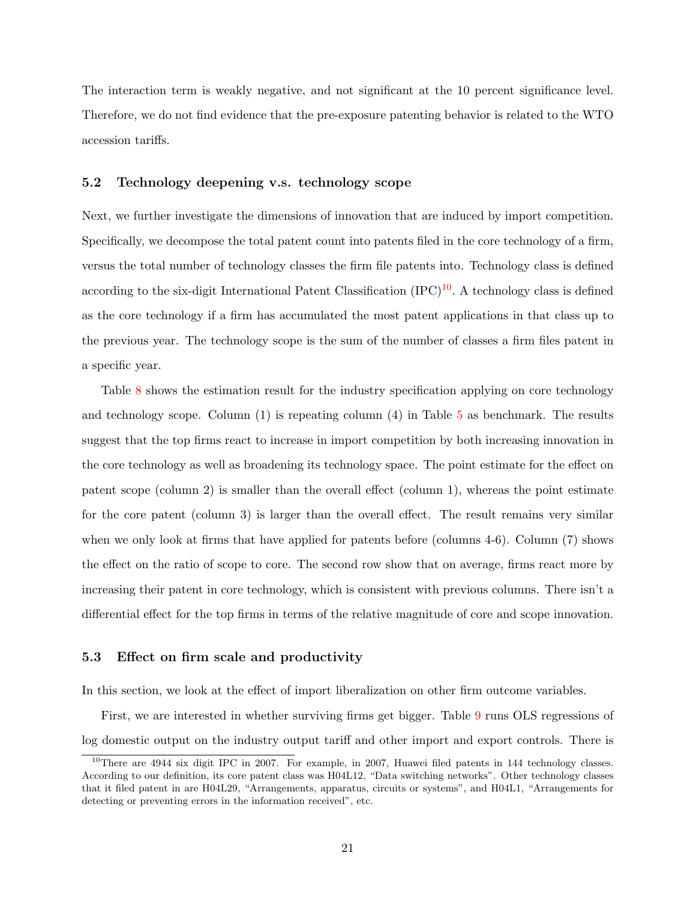The interaction term is weakly negative, and not significant at the 10 percent significance level. Therefore, we do not find evidence that the pre-exposure patenting behavior is related to the WTO accession tariffs.

### 5.2 Technology deepening v.s. technology scope

Next, we further investigate the dimensions of innovation that are induced by import competition. Specifically, we decompose the total patent count into patents filed in the core technology of a firm, versus the total number of technology classes the firm file patents into. Technology class is defined according to the six-digit International Patent Classification (IPC)[10]. A technology class is defined as the core technology if a firm has accumulated the most patent applications in that class up to the previous year. The technology scope is the sum of the number of classes a firm files patent in a specific year.

Table 8 shows the estimation result for the industry specification applying on core technology and technology scope. Column (1) is repeating column (4) in Table 5 as benchmark. The results suggest that the top firms react to increase in import competition by both increasing innovation in the core technology as well as broadening its technology space. The point estimate for the effect on patent scope (column 2) is smaller than the overall effect (column 1), whereas the point estimate for the core patent (column 3) is larger than the overall effect. The result remains very similar when we only look at firms that have applied for patents before (columns 4-6). Column (7) shows the effect on the ratio of scope to core. The second row show that on average, firms react more by increasing their patent in core technology, which is consistent with previous columns. There isn't a differential effect for the top firms in terms of the relative magnitude of core and scope innovation.

### 5.3 Effect on firm scale and productivity

In this section, we look at the effect of import liberalization on other firm outcome variables.

First, we are interested in whether surviving firms get bigger. Table 9 runs OLS regressions of log domestic output on the industry output tariff and other import and export controls. There is

[10] There are 4944 six digit IPC in 2007. For example, in 2007, Huawei filed patents in 144 technology classes. According to our definition, its core patent class was H04L12, "Data switching networks". Other technology classes that it filed patent in are H04L29, "Arrangements, apparatus, circuits or systems", and H04L1, "Arrangements for detecting or preventing errors in the information received", etc.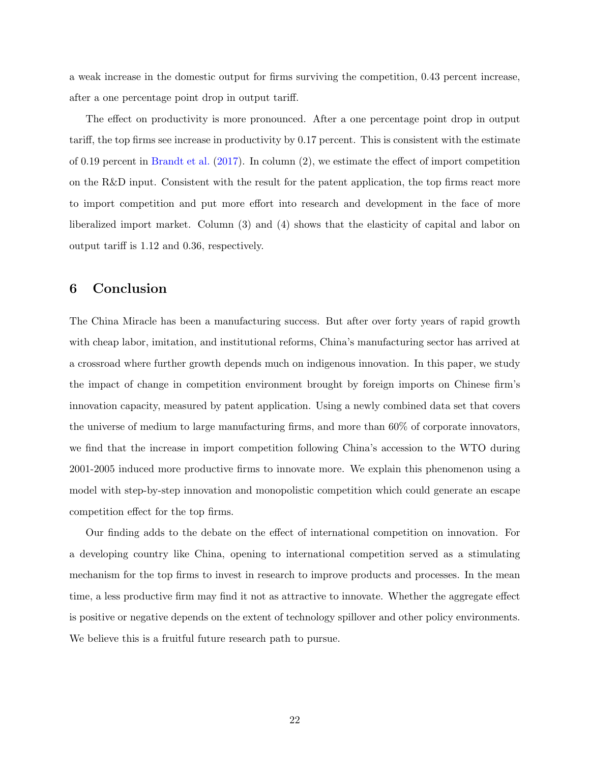a weak increase in the domestic output for firms surviving the competition, 0.43 percent increase, after a one percentage point drop in output tariff.

The effect on productivity is more pronounced. After a one percentage point drop in output tariff, the top firms see increase in productivity by 0.17 percent. This is consistent with the estimate of 0.19 percent in Brandt et al. (2017). In column (2), we estimate the effect of import competition on the R&D input. Consistent with the result for the patent application, the top firms react more to import competition and put more effort into research and development in the face of more liberalized import market. Column (3) and (4) shows that the elasticity of capital and labor on output tariff is 1.12 and 0.36, respectively.

## 6 Conclusion

The China Miracle has been a manufacturing success. But after over forty years of rapid growth with cheap labor, imitation, and institutional reforms, China's manufacturing sector has arrived at a crossroad where further growth depends much on indigenous innovation. In this paper, we study the impact of change in competition environment brought by foreign imports on Chinese firm's innovation capacity, measured by patent application. Using a newly combined data set that covers the universe of medium to large manufacturing firms, and more than 60% of corporate innovators, we find that the increase in import competition following China's accession to the WTO during 2001-2005 induced more productive firms to innovate more. We explain this phenomenon using a model with step-by-step innovation and monopolistic competition which could generate an escape competition effect for the top firms.

Our finding adds to the debate on the effect of international competition on innovation. For a developing country like China, opening to international competition served as a stimulating mechanism for the top firms to invest in research to improve products and processes. In the mean time, a less productive firm may find it not as attractive to innovate. Whether the aggregate effect is positive or negative depends on the extent of technology spillover and other policy environments. We believe this is a fruitful future research path to pursue.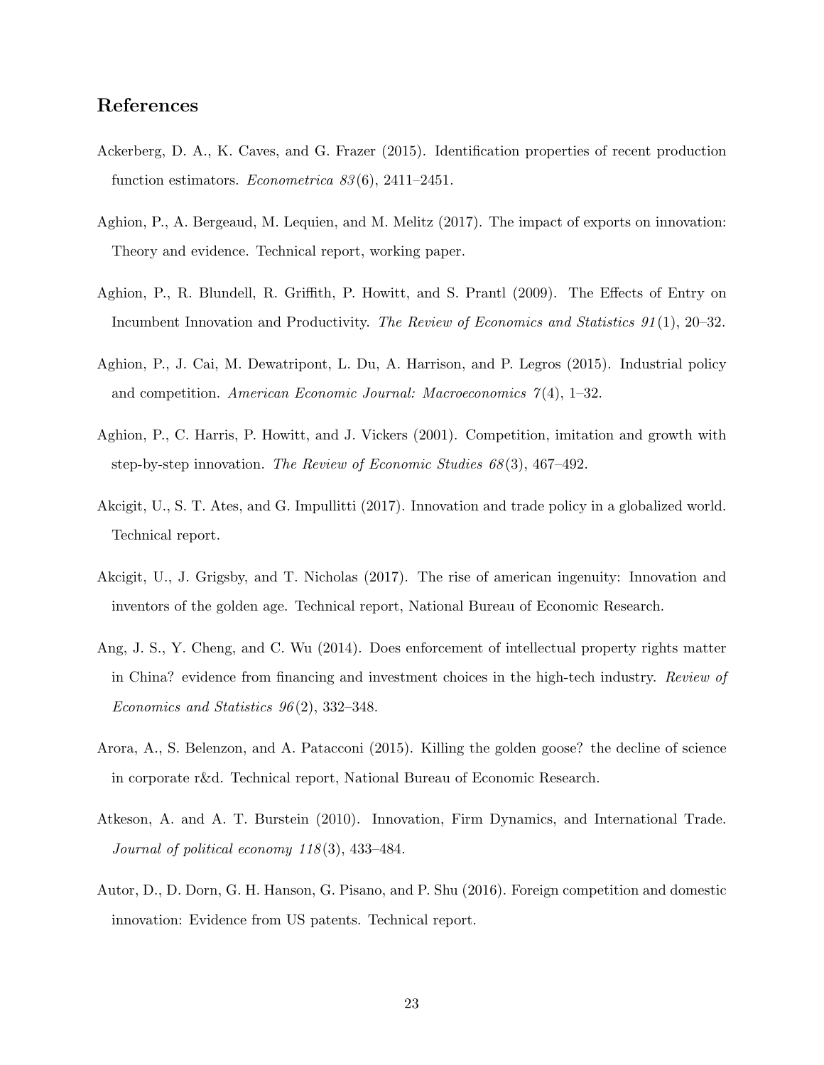## References

Ackerberg, D. A., K. Caves, and G. Frazer (2015). Identification properties of recent production function estimators. *Econometrica 83*(6), 2411–2451.

Aghion, P., A. Bergeaud, M. Lequien, and M. Melitz (2017). The impact of exports on innovation: Theory and evidence. Technical report, working paper.

Aghion, P., R. Blundell, R. Griffith, P. Howitt, and S. Prantl (2009). The Effects of Entry on Incumbent Innovation and Productivity. *The Review of Economics and Statistics 91*(1), 20–32.

Aghion, P., J. Cai, M. Dewatripont, L. Du, A. Harrison, and P. Legros (2015). Industrial policy and competition. *American Economic Journal: Macroeconomics 7*(4), 1–32.

Aghion, P., C. Harris, P. Howitt, and J. Vickers (2001). Competition, imitation and growth with step-by-step innovation. *The Review of Economic Studies 68*(3), 467–492.

Akcigit, U., S. T. Ates, and G. Impullitti (2017). Innovation and trade policy in a globalized world. Technical report.

Akcigit, U., J. Grigsby, and T. Nicholas (2017). The rise of american ingenuity: Innovation and inventors of the golden age. Technical report, National Bureau of Economic Research.

Ang, J. S., Y. Cheng, and C. Wu (2014). Does enforcement of intellectual property rights matter in China? evidence from financing and investment choices in the high-tech industry. *Review of Economics and Statistics 96*(2), 332–348.

Arora, A., S. Belenzon, and A. Patacconi (2015). Killing the golden goose? the decline of science in corporate r&d. Technical report, National Bureau of Economic Research.

Atkeson, A. and A. T. Burstein (2010). Innovation, Firm Dynamics, and International Trade. *Journal of political economy 118*(3), 433–484.

Autor, D., D. Dorn, G. H. Hanson, G. Pisano, and P. Shu (2016). Foreign competition and domestic innovation: Evidence from US patents. Technical report.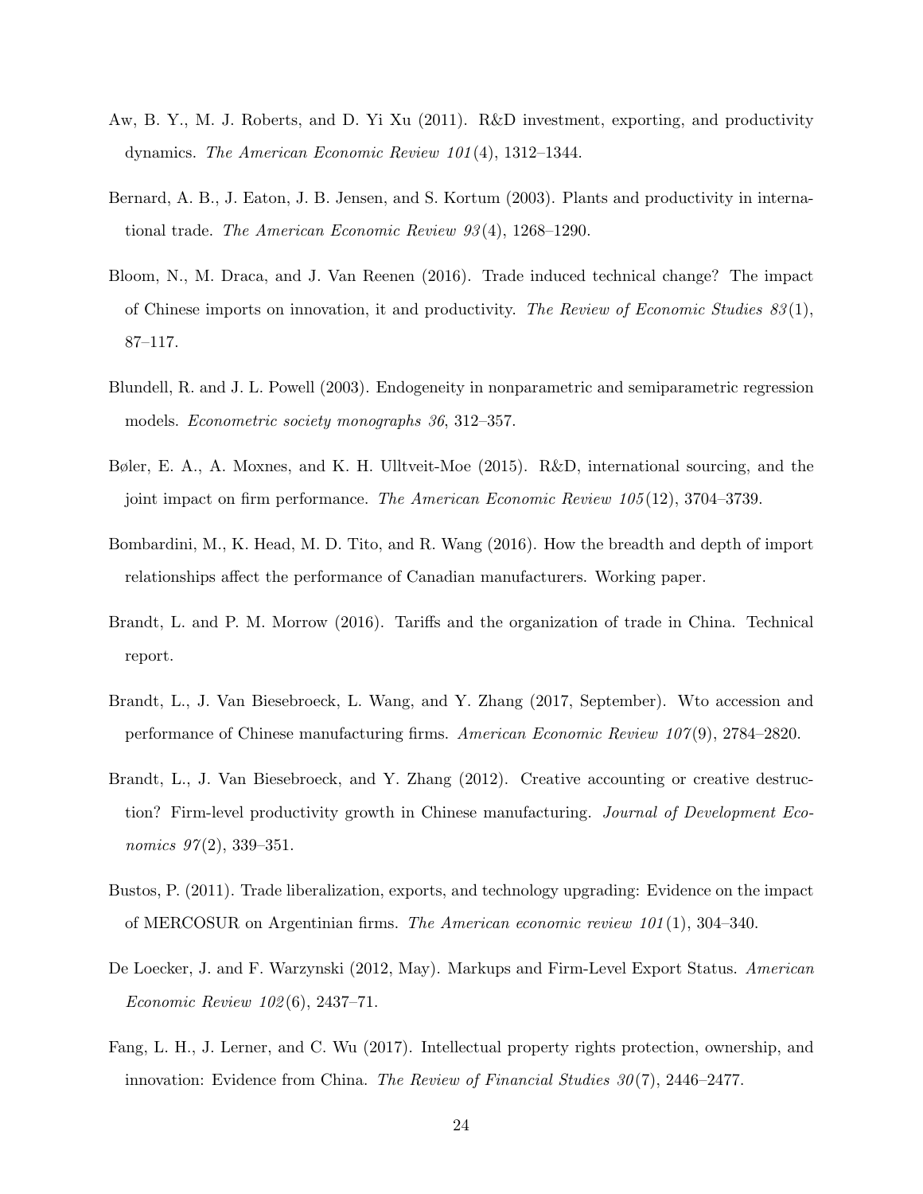Aw, B. Y., M. J. Roberts, and D. Yi Xu (2011). R&D investment, exporting, and productivity dynamics. *The American Economic Review 101*(4), 1312–1344.

Bernard, A. B., J. Eaton, J. B. Jensen, and S. Kortum (2003). Plants and productivity in international trade. *The American Economic Review 93*(4), 1268–1290.

Bloom, N., M. Draca, and J. Van Reenen (2016). Trade induced technical change? The impact of Chinese imports on innovation, it and productivity. *The Review of Economic Studies 83*(1), 87–117.

Blundell, R. and J. L. Powell (2003). Endogeneity in nonparametric and semiparametric regression models. *Econometric society monographs 36*, 312–357.

Bøler, E. A., A. Moxnes, and K. H. Ulltveit-Moe (2015). R&D, international sourcing, and the joint impact on firm performance. *The American Economic Review 105*(12), 3704–3739.

Bombardini, M., K. Head, M. D. Tito, and R. Wang (2016). How the breadth and depth of import relationships affect the performance of Canadian manufacturers. Working paper.

Brandt, L. and P. M. Morrow (2016). Tariffs and the organization of trade in China. Technical report.

Brandt, L., J. Van Biesebroeck, L. Wang, and Y. Zhang (2017, September). Wto accession and performance of Chinese manufacturing firms. *American Economic Review 107*(9), 2784–2820.

Brandt, L., J. Van Biesebroeck, and Y. Zhang (2012). Creative accounting or creative destruction? Firm-level productivity growth in Chinese manufacturing. *Journal of Development Economics 97*(2), 339–351.

Bustos, P. (2011). Trade liberalization, exports, and technology upgrading: Evidence on the impact of MERCOSUR on Argentinian firms. *The American economic review 101*(1), 304–340.

De Loecker, J. and F. Warzynski (2012, May). Markups and Firm-Level Export Status. *American Economic Review 102*(6), 2437–71.

Fang, L. H., J. Lerner, and C. Wu (2017). Intellectual property rights protection, ownership, and innovation: Evidence from China. *The Review of Financial Studies 30*(7), 2446–2477.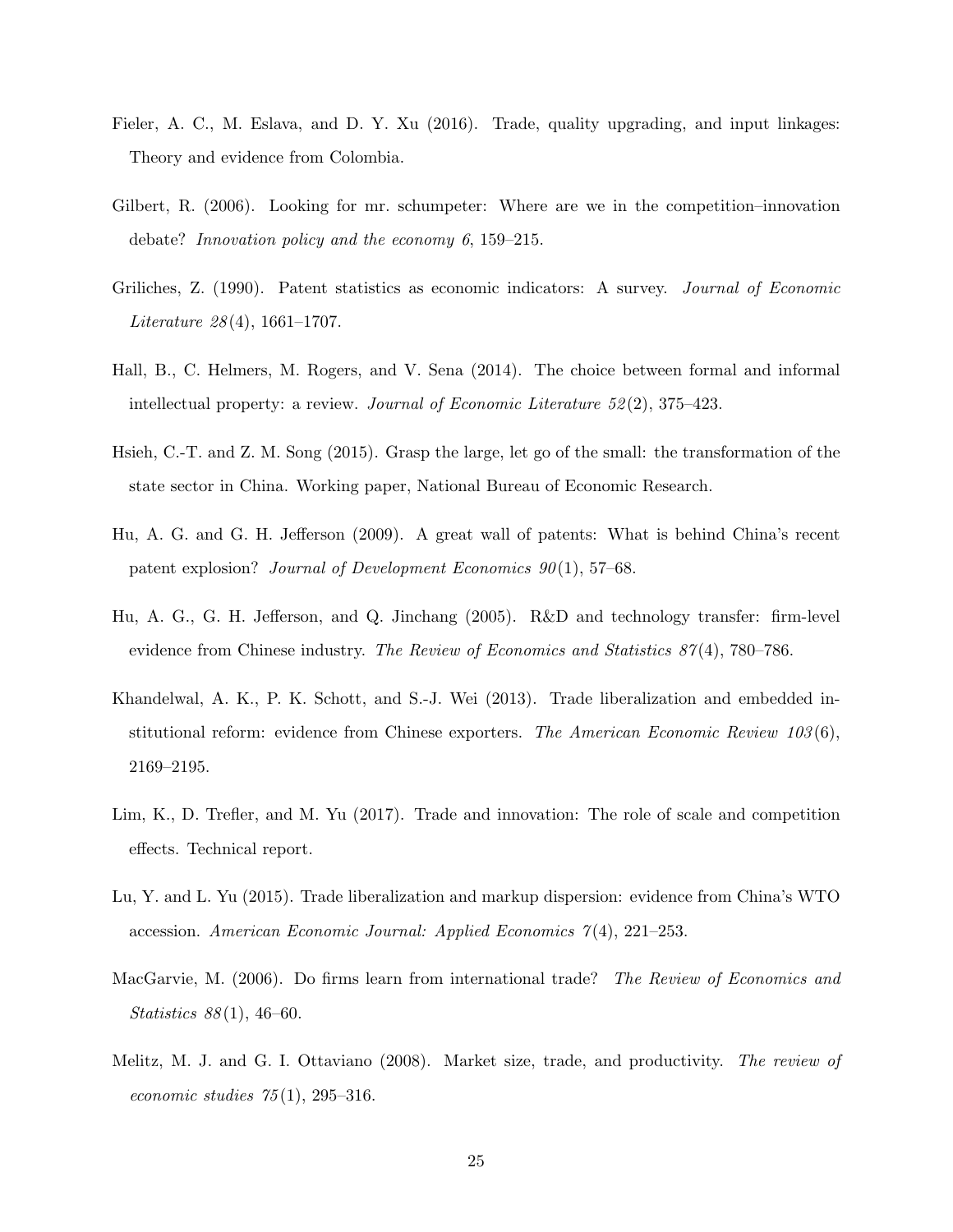Fieler, A. C., M. Eslava, and D. Y. Xu (2016). Trade, quality upgrading, and input linkages: Theory and evidence from Colombia.

Gilbert, R. (2006). Looking for mr. schumpeter: Where are we in the competition–innovation debate? *Innovation policy and the economy 6*, 159–215.

Griliches, Z. (1990). Patent statistics as economic indicators: A survey. *Journal of Economic Literature 28*(4), 1661–1707.

Hall, B., C. Helmers, M. Rogers, and V. Sena (2014). The choice between formal and informal intellectual property: a review. *Journal of Economic Literature 52*(2), 375–423.

Hsieh, C.-T. and Z. M. Song (2015). Grasp the large, let go of the small: the transformation of the state sector in China. Working paper, National Bureau of Economic Research.

Hu, A. G. and G. H. Jefferson (2009). A great wall of patents: What is behind China's recent patent explosion? *Journal of Development Economics 90*(1), 57–68.

Hu, A. G., G. H. Jefferson, and Q. Jinchang (2005). R&D and technology transfer: firm-level evidence from Chinese industry. *The Review of Economics and Statistics 87*(4), 780–786.

Khandelwal, A. K., P. K. Schott, and S.-J. Wei (2013). Trade liberalization and embedded institutional reform: evidence from Chinese exporters. *The American Economic Review 103*(6), 2169–2195.

Lim, K., D. Trefler, and M. Yu (2017). Trade and innovation: The role of scale and competition effects. Technical report.

Lu, Y. and L. Yu (2015). Trade liberalization and markup dispersion: evidence from China's WTO accession. *American Economic Journal: Applied Economics 7*(4), 221–253.

MacGarvie, M. (2006). Do firms learn from international trade? *The Review of Economics and Statistics 88*(1), 46–60.

Melitz, M. J. and G. I. Ottaviano (2008). Market size, trade, and productivity. *The review of economic studies 75*(1), 295–316.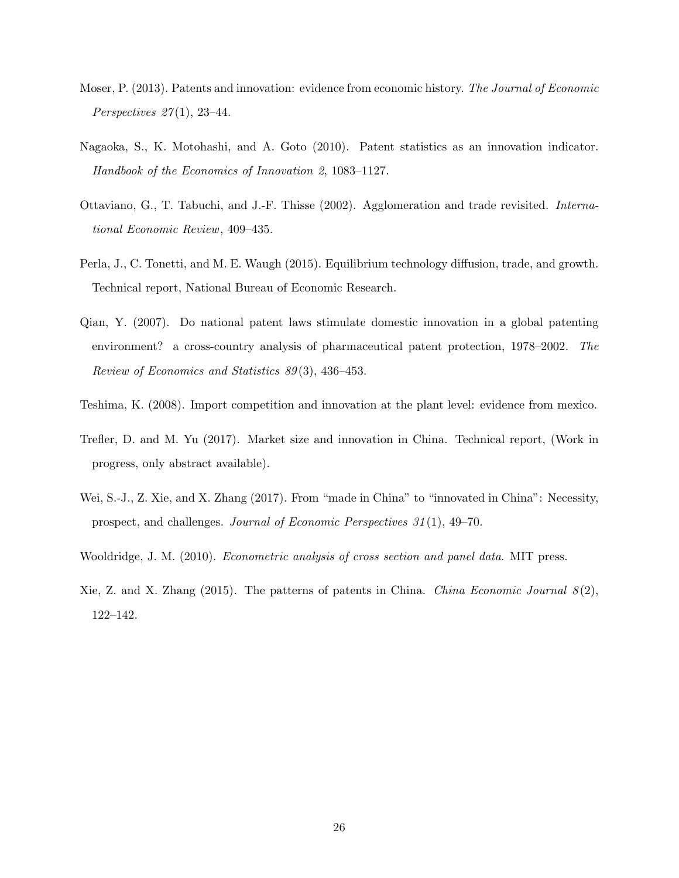Moser, P. (2013). Patents and innovation: evidence from economic history. *The Journal of Economic Perspectives 27*(1), 23–44.

Nagaoka, S., K. Motohashi, and A. Goto (2010). Patent statistics as an innovation indicator. *Handbook of the Economics of Innovation 2*, 1083–1127.

Ottaviano, G., T. Tabuchi, and J.-F. Thisse (2002). Agglomeration and trade revisited. *International Economic Review*, 409–435.

Perla, J., C. Tonetti, and M. E. Waugh (2015). Equilibrium technology diffusion, trade, and growth. Technical report, National Bureau of Economic Research.

Qian, Y. (2007). Do national patent laws stimulate domestic innovation in a global patenting environment? a cross-country analysis of pharmaceutical patent protection, 1978–2002. *The Review of Economics and Statistics 89*(3), 436–453.

Teshima, K. (2008). Import competition and innovation at the plant level: evidence from mexico.

Trefler, D. and M. Yu (2017). Market size and innovation in China. Technical report, (Work in progress, only abstract available).

Wei, S.-J., Z. Xie, and X. Zhang (2017). From "made in China" to "innovated in China": Necessity, prospect, and challenges. *Journal of Economic Perspectives 31*(1), 49–70.

Wooldridge, J. M. (2010). *Econometric analysis of cross section and panel data*. MIT press.

Xie, Z. and X. Zhang (2015). The patterns of patents in China. *China Economic Journal 8*(2), 122–142.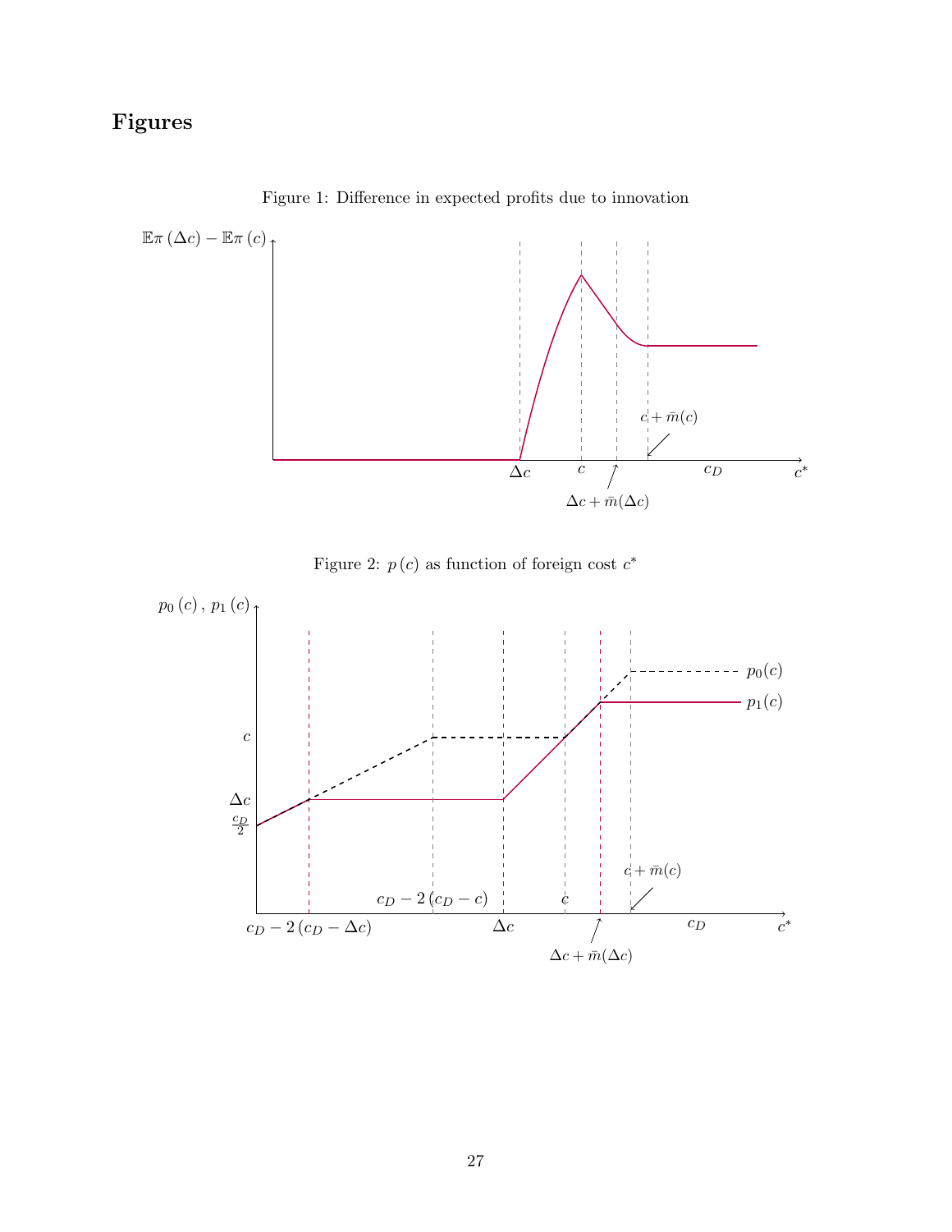# Figures

Figure 1: Difference in expected profits due to innovation

Figure 2: $p(c)$ as function of foreign cost $c^*$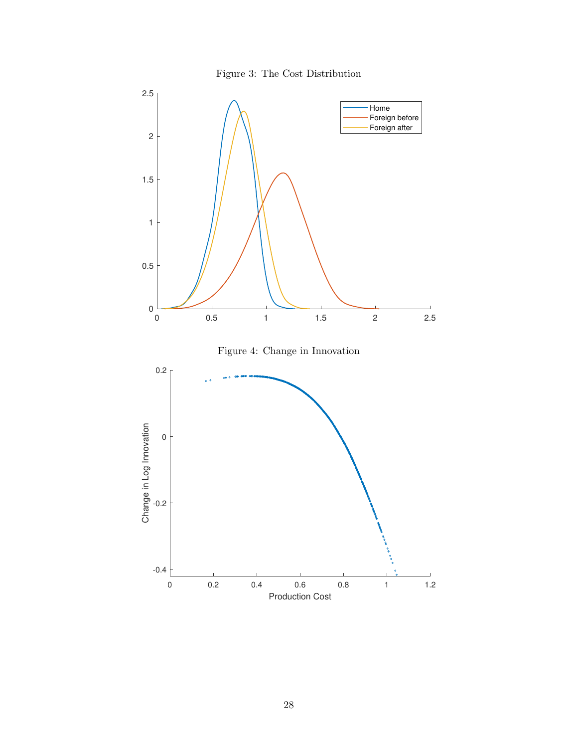Figure 3: The Cost Distribution

Figure 4: Change in Innovation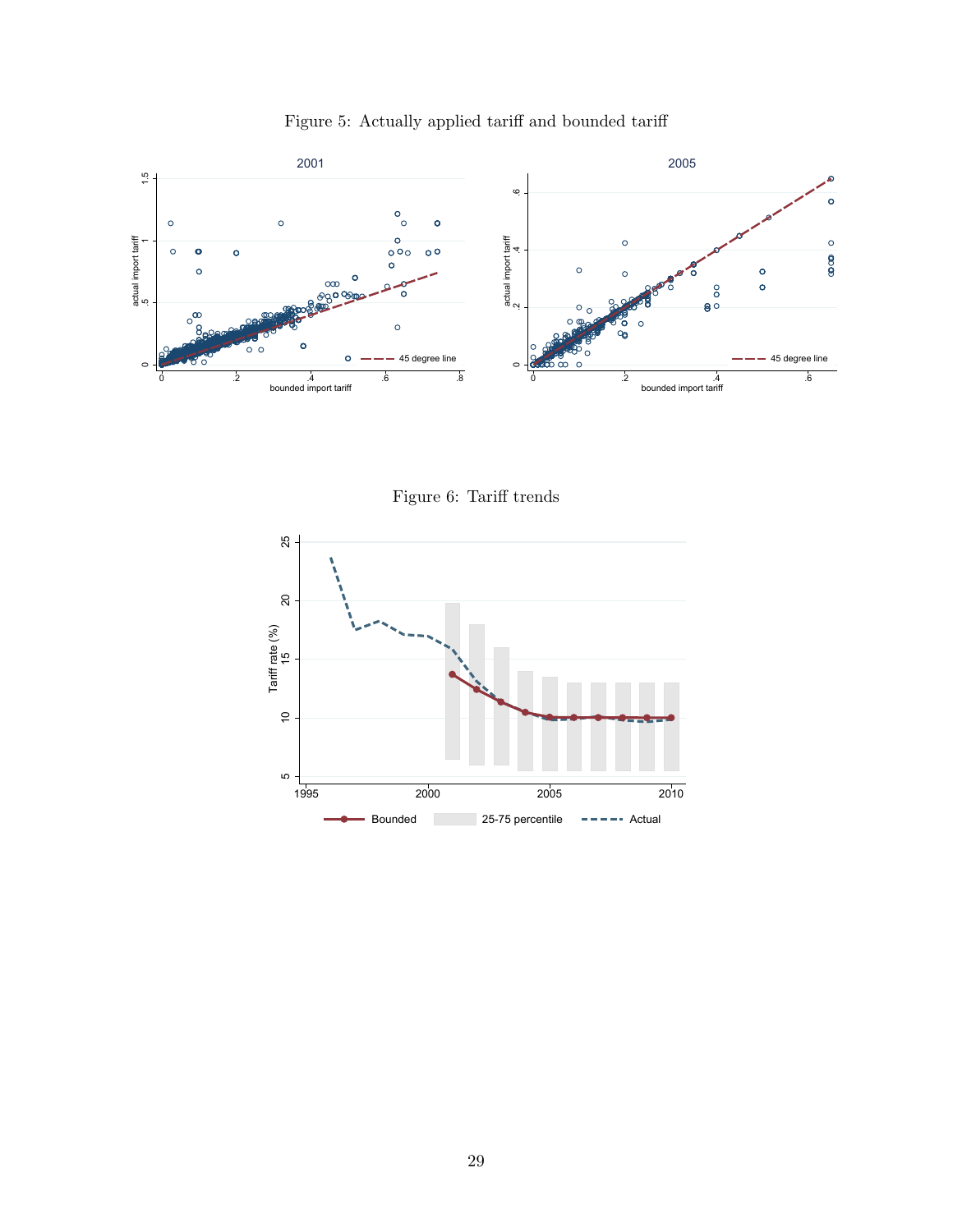Figure 5: Actually applied tariff and bounded tariff

Figure 6: Tariff trends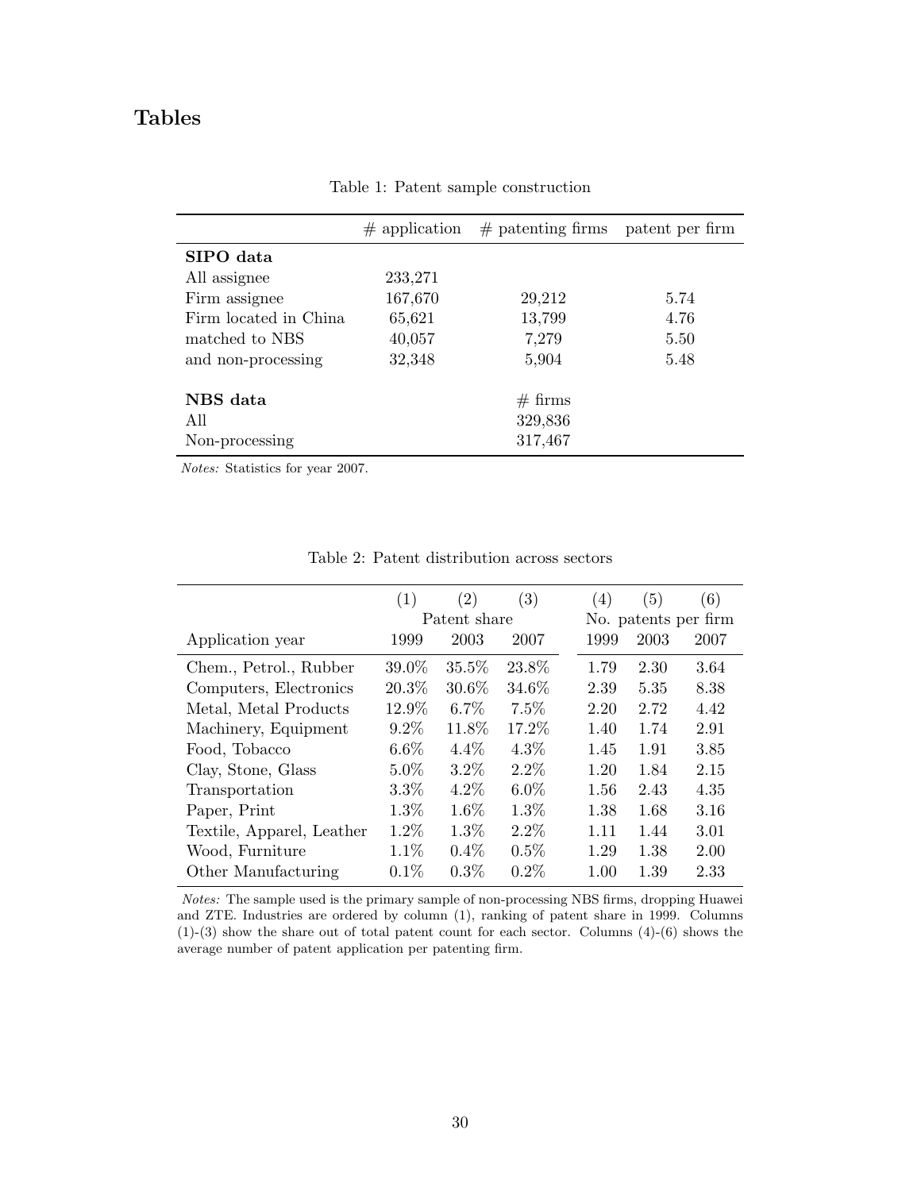# Tables

Table 1: Patent sample construction

| | # application | # patenting firms | patent per firm |
|---|---|---|---|
| **SIPO data** | | | |
| All assignee | 233,271 | | |
| Firm assignee | 167,670 | 29,212 | 5.74 |
| Firm located in China | 65,621 | 13,799 | 4.76 |
| matched to NBS | 40,057 | 7,279 | 5.50 |
| and non-processing | 32,348 | 5,904 | 5.48 |
| | | | |
| **NBS data** | | # firms | |
| All | | 329,836 | |
| Non-processing | | 317,467 | |

*Notes:* Statistics for year 2007.

Table 2: Patent distribution across sectors

| | (1) | (2) | (3) | (4) | (5) | (6) |
|---|---|---|---|---|---|---|
| | Patent share | | | No. patents per firm | | |
| Application year | 1999 | 2003 | 2007 | 1999 | 2003 | 2007 |
| Chem., Petrol., Rubber | 39.0% | 35.5% | 23.8% | 1.79 | 2.30 | 3.64 |
| Computers, Electronics | 20.3% | 30.6% | 34.6% | 2.39 | 5.35 | 8.38 |
| Metal, Metal Products | 12.9% | 6.7% | 7.5% | 2.20 | 2.72 | 4.42 |
| Machinery, Equipment | 9.2% | 11.8% | 17.2% | 1.40 | 1.74 | 2.91 |
| Food, Tobacco | 6.6% | 4.4% | 4.3% | 1.45 | 1.91 | 3.85 |
| Clay, Stone, Glass | 5.0% | 3.2% | 2.2% | 1.20 | 1.84 | 2.15 |
| Transportation | 3.3% | 4.2% | 6.0% | 1.56 | 2.43 | 4.35 |
| Paper, Print | 1.3% | 1.6% | 1.3% | 1.38 | 1.68 | 3.16 |
| Textile, Apparel, Leather | 1.2% | 1.3% | 2.2% | 1.11 | 1.44 | 3.01 |
| Wood, Furniture | 1.1% | 0.4% | 0.5% | 1.29 | 1.38 | 2.00 |
| Other Manufacturing | 0.1% | 0.3% | 0.2% | 1.00 | 1.39 | 2.33 |

*Notes:* The sample used is the primary sample of non-processing NBS firms, dropping Huawei and ZTE. Industries are ordered by column (1), ranking of patent share in 1999. Columns (1)-(3) show the share out of total patent count for each sector. Columns (4)-(6) shows the average number of patent application per patenting firm.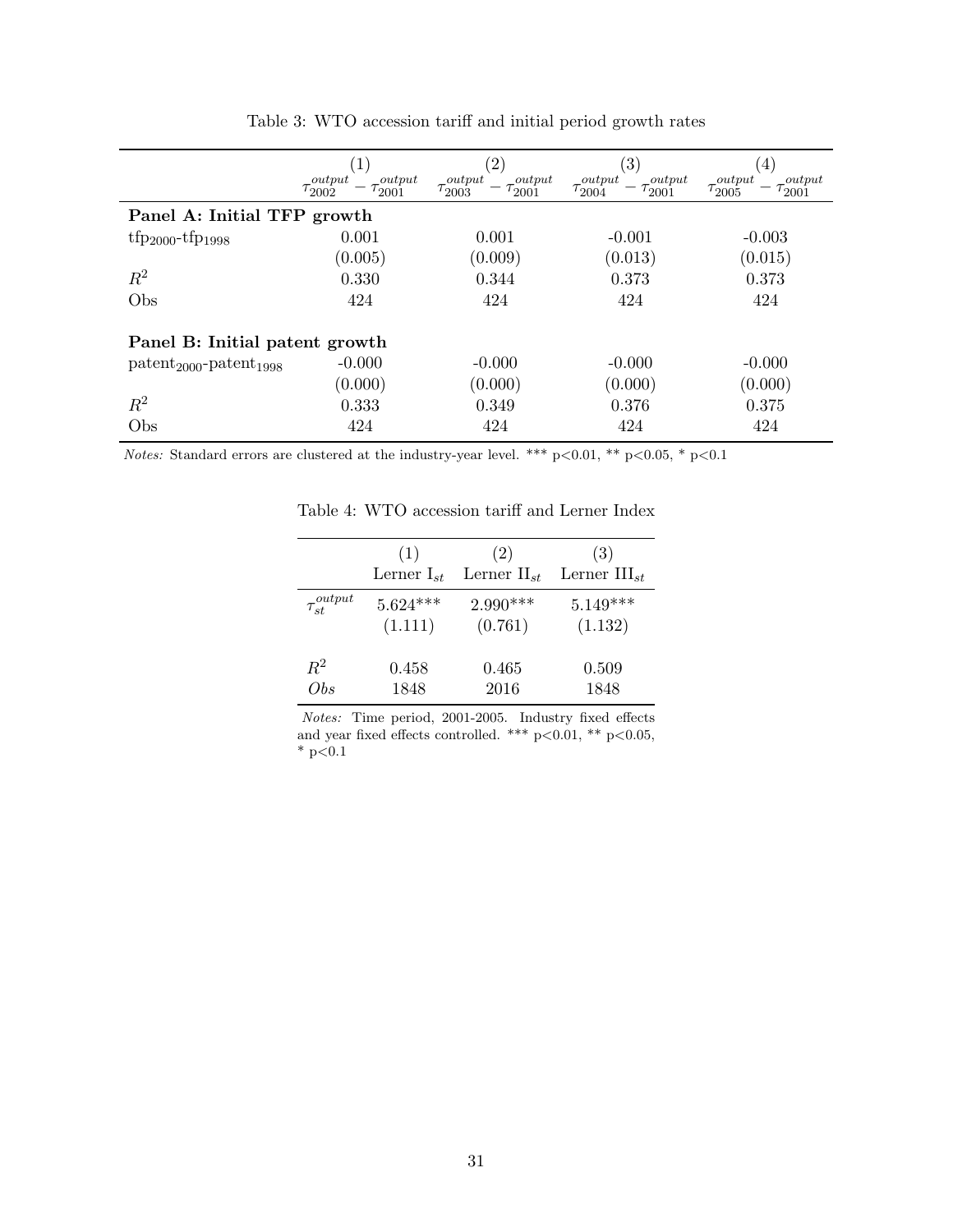Table 3: WTO accession tariff and initial period growth rates

| | (1) | (2) | (3) | (4) |
|---|---|---|---|---|
| | $\tau_{2002}^{output} - \tau_{2001}^{output}$ | $\tau_{2003}^{output} - \tau_{2001}^{output}$ | $\tau_{2004}^{output} - \tau_{2001}^{output}$ | $\tau_{2005}^{output} - \tau_{2001}^{output}$ |
| **Panel A: Initial TFP growth** | | | | |
| $\text{tfp}_{2000}$-$\text{tfp}_{1998}$ | 0.001 | 0.001 | -0.001 | -0.003 |
| | (0.005) | (0.009) | (0.013) | (0.015) |
| $R^2$ | 0.330 | 0.344 | 0.373 | 0.373 |
| Obs | 424 | 424 | 424 | 424 |
| **Panel B: Initial patent growth** | | | | |
| $\text{patent}_{2000}$-$\text{patent}_{1998}$ | -0.000 | -0.000 | -0.000 | -0.000 |
| | (0.000) | (0.000) | (0.000) | (0.000) |
| $R^2$ | 0.333 | 0.349 | 0.376 | 0.375 |
| Obs | 424 | 424 | 424 | 424 |

*Notes:* Standard errors are clustered at the industry-year level. *** p<0.01, ** p<0.05, * p<0.1

Table 4: WTO accession tariff and Lerner Index

| | (1) | (2) | (3) |
|---|---|---|---|
| | Lerner $\text{I}_{st}$ | Lerner $\text{II}_{st}$ | Lerner $\text{III}_{st}$ |
| $\tau_{st}^{output}$ | 5.624*** | 2.990*** | 5.149*** |
| | (1.111) | (0.761) | (1.132) |
| $R^2$ | 0.458 | 0.465 | 0.509 |
| *Obs* | 1848 | 2016 | 1848 |

*Notes:* Time period, 2001-2005. Industry fixed effects and year fixed effects controlled. *** p<0.01, ** p<0.05, * p<0.1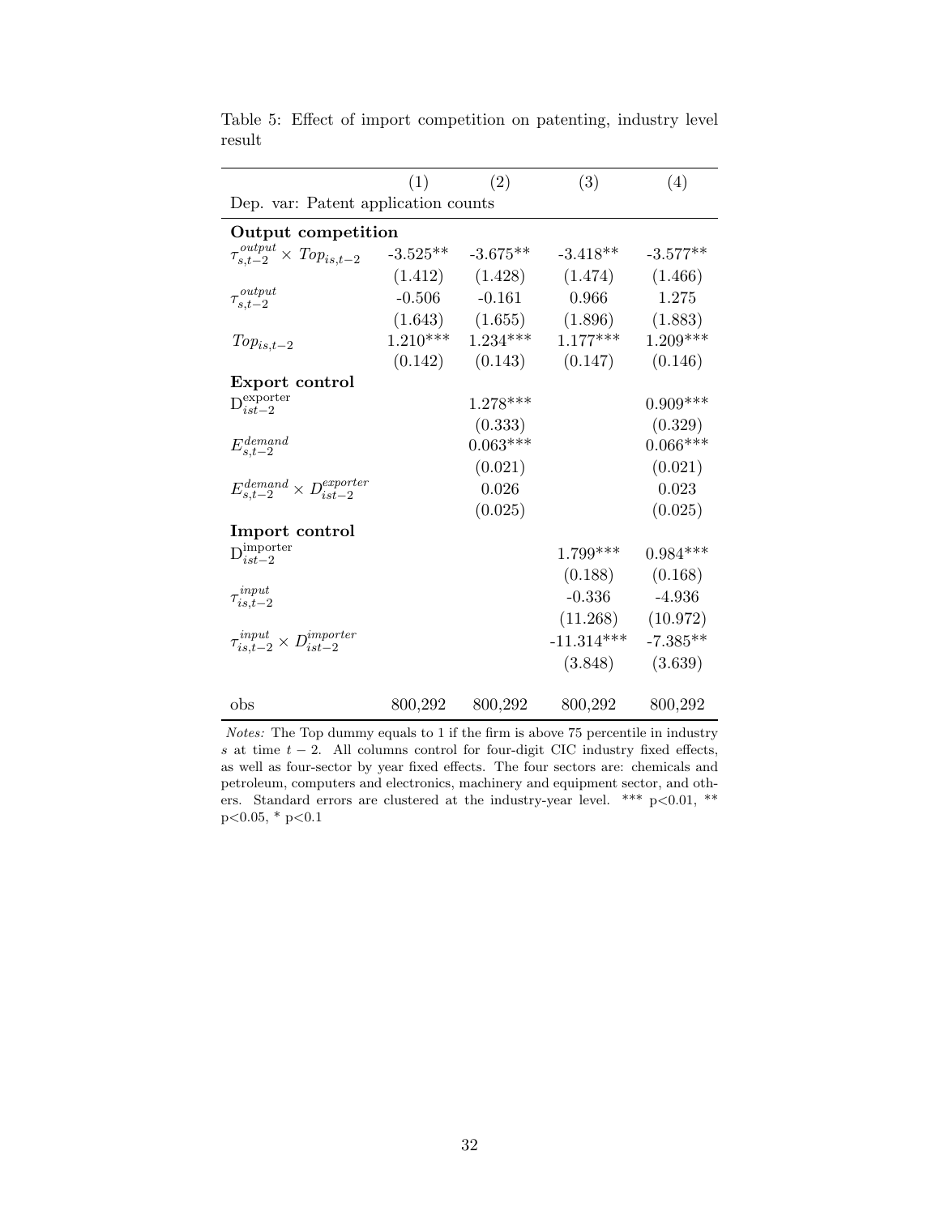Table 5: Effect of import competition on patenting, industry level result

| | (1) | (2) | (3) | (4) |
|---|---|---|---|---|
| Dep. var: Patent application counts | | | | |
| **Output competition** | | | | |
| $\tau^{output}_{s,t-2} \times Top_{is,t-2}$ | -3.525** | -3.675** | -3.418** | -3.577** |
| | (1.412) | (1.428) | (1.474) | (1.466) |
| $\tau^{output}_{s,t-2}$ | -0.506 | -0.161 | 0.966 | 1.275 |
| | (1.643) | (1.655) | (1.896) | (1.883) |
| $Top_{is,t-2}$ | 1.210*** | 1.234*** | 1.177*** | 1.209*** |
| | (0.142) | (0.143) | (0.147) | (0.146) |
| **Export control** | | | | |
| $\mathrm{D}^{\mathrm{exporter}}_{ist-2}$ | | 1.278*** | | 0.909*** |
| | | (0.333) | | (0.329) |
| $E^{demand}_{s,t-2}$ | | 0.063*** | | 0.066*** |
| | | (0.021) | | (0.021) |
| $E^{demand}_{s,t-2} \times D^{exporter}_{ist-2}$ | | 0.026 | | 0.023 |
| | | (0.025) | | (0.025) |
| **Import control** | | | | |
| $\mathrm{D}^{\mathrm{importer}}_{ist-2}$ | | | 1.799*** | 0.984*** |
| | | | (0.188) | (0.168) |
| $\tau^{input}_{is,t-2}$ | | | -0.336 | -4.936 |
| | | | (11.268) | (10.972) |
| $\tau^{input}_{is,t-2} \times D^{importer}_{ist-2}$ | | | -11.314*** | -7.385** |
| | | | (3.848) | (3.639) |
| obs | 800,292 | 800,292 | 800,292 | 800,292 |

*Notes:* The Top dummy equals to 1 if the firm is above 75 percentile in industry $s$ at time $t-2$. All columns control for four-digit CIC industry fixed effects, as well as four-sector by year fixed effects. The four sectors are: chemicals and petroleum, computers and electronics, machinery and equipment sector, and others. Standard errors are clustered at the industry-year level. *** p<0.01, ** p<0.05, * p<0.1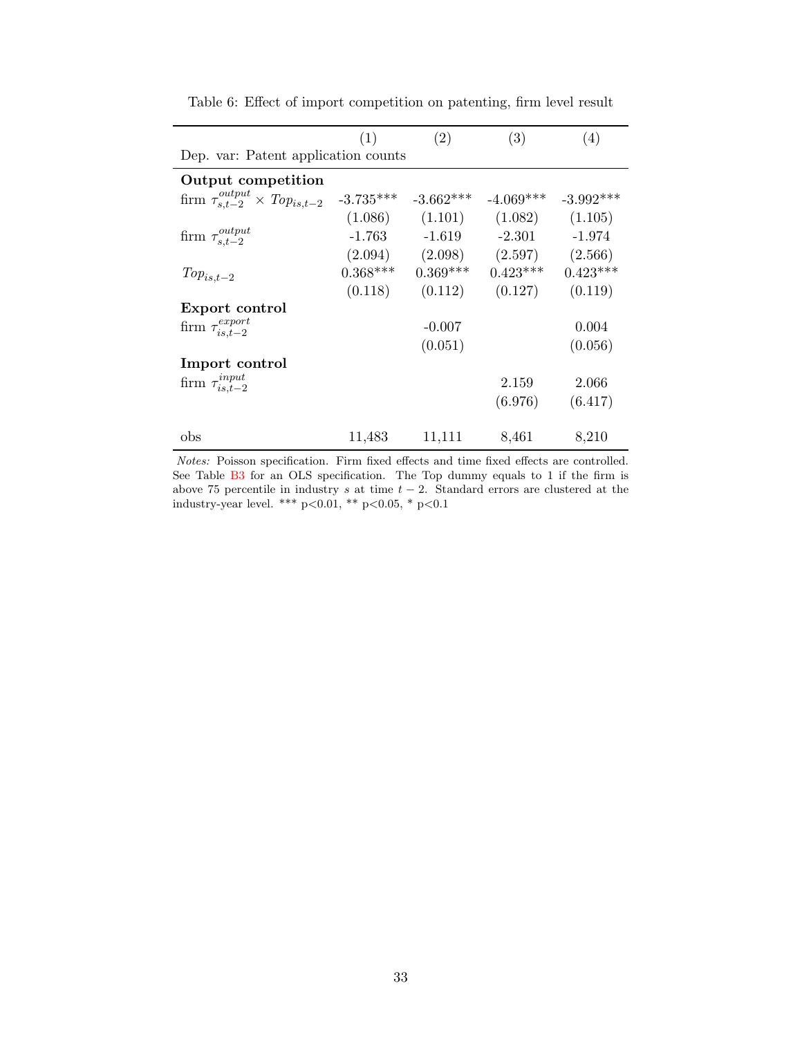Table 6: Effect of import competition on patenting, firm level result

| | (1) | (2) | (3) | (4) |
|---|---|---|---|---|
| Dep. var: Patent application counts | | | | |
| **Output competition** | | | | |
| firm $\tau^{output}_{s,t-2} \times Top_{is,t-2}$ | -3.735*** | -3.662*** | -4.069*** | -3.992*** |
| | (1.086) | (1.101) | (1.082) | (1.105) |
| firm $\tau^{output}_{s,t-2}$ | -1.763 | -1.619 | -2.301 | -1.974 |
| | (2.094) | (2.098) | (2.597) | (2.566) |
| $Top_{is,t-2}$ | 0.368*** | 0.369*** | 0.423*** | 0.423*** |
| | (0.118) | (0.112) | (0.127) | (0.119) |
| **Export control** | | | | |
| firm $\tau^{export}_{is,t-2}$ | | -0.007 | | 0.004 |
| | | (0.051) | | (0.056) |
| **Import control** | | | | |
| firm $\tau^{input}_{is,t-2}$ | | | 2.159 | 2.066 |
| | | | (6.976) | (6.417) |
| obs | 11,483 | 11,111 | 8,461 | 8,210 |

*Notes:* Poisson specification. Firm fixed effects and time fixed effects are controlled. See Table B3 for an OLS specification. The Top dummy equals to 1 if the firm is above 75 percentile in industry $s$ at time $t-2$. Standard errors are clustered at the industry-year level. *** p<0.01, ** p<0.05, * p<0.1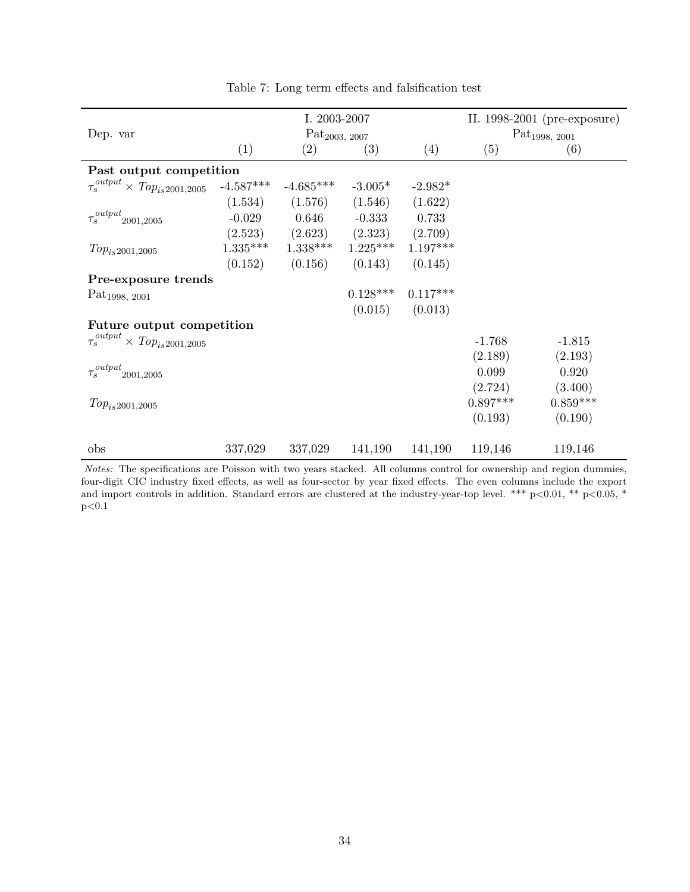Table 7: Long term effects and falsification test

| Dep. var | I. 2003-2007 | | | | II. 1998-2001 (pre-exposure) | |
|---|---|---|---|---|---|---|
| | $\text{Pat}_{2003,\ 2007}$ | | | | $\text{Pat}_{1998,\ 2001}$ | |
| | (1) | (2) | (3) | (4) | (5) | (6) |
| **Past output competition** | | | | | | |
| $\tau_s^{output} \times Top_{is2001,2005}$ | -4.587*** | -4.685*** | -3.005* | -2.982* | | |
| | (1.534) | (1.576) | (1.546) | (1.622) | | |
| $\tau_s^{output}{}_{2001,2005}$ | -0.029 | 0.646 | -0.333 | 0.733 | | |
| | (2.523) | (2.623) | (2.323) | (2.709) | | |
| $Top_{is2001,2005}$ | 1.335*** | 1.338*** | 1.225*** | 1.197*** | | |
| | (0.152) | (0.156) | (0.143) | (0.145) | | |
| **Pre-exposure trends** | | | | | | |
| $\text{Pat}_{1998,\ 2001}$ | | | 0.128*** | 0.117*** | | |
| | | | (0.015) | (0.013) | | |
| **Future output competition** | | | | | | |
| $\tau_s^{output} \times Top_{is2001,2005}$ | | | | | -1.768 | -1.815 |
| | | | | | (2.189) | (2.193) |
| $\tau_s^{output}{}_{2001,2005}$ | | | | | 0.099 | 0.920 |
| | | | | | (2.724) | (3.400) |
| $Top_{is2001,2005}$ | | | | | 0.897*** | 0.859*** |
| | | | | | (0.193) | (0.190) |
| obs | 337,029 | 337,029 | 141,190 | 141,190 | 119,146 | 119,146 |

*Notes:* The specifications are Poisson with two years stacked. All columns control for ownership and region dummies, four-digit CIC industry fixed effects, as well as four-sector by year fixed effects. The even columns include the export and import controls in addition. Standard errors are clustered at the industry-year-top level. *** p<0.01, ** p<0.05, * p<0.1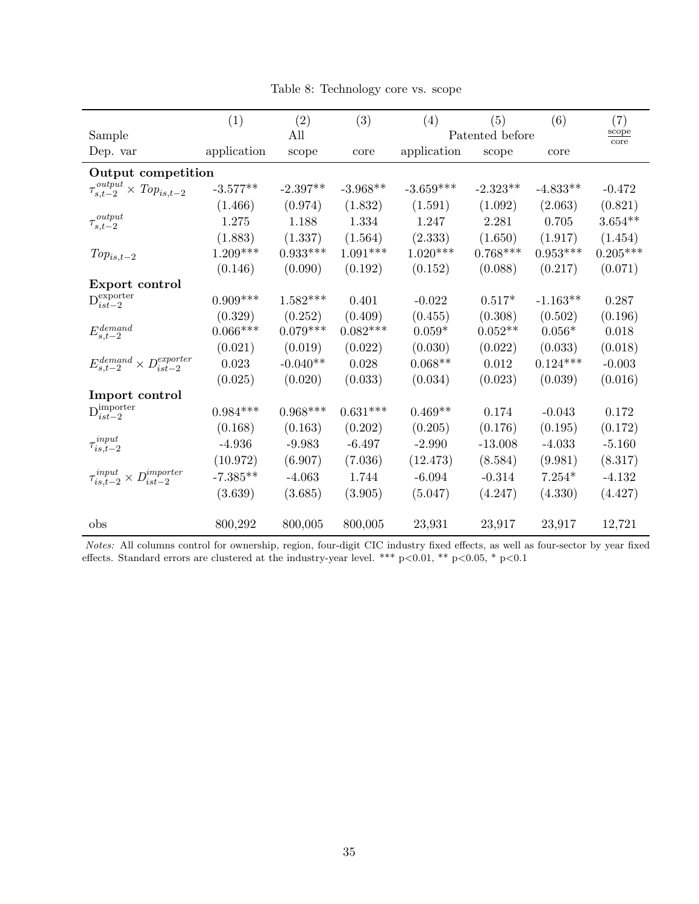Table 8: Technology core vs. scope

| | (1) | (2) | (3) | (4) | (5) | (6) | (7) |
|---|---|---|---|---|---|---|---|
| Sample | | All | | | Patented before | | $\frac{\text{scope}}{\text{core}}$ |
| Dep. var | application | scope | core | application | scope | core | |
| **Output competition** | | | | | | | |
| $\tau_{s,t-2}^{output} \times Top_{is,t-2}$ | -3.577** | -2.397** | -3.968** | -3.659*** | -2.323** | -4.833** | -0.472 |
| | (1.466) | (0.974) | (1.832) | (1.591) | (1.092) | (2.063) | (0.821) |
| $\tau_{s,t-2}^{output}$ | 1.275 | 1.188 | 1.334 | 1.247 | 2.281 | 0.705 | 3.654** |
| | (1.883) | (1.337) | (1.564) | (2.333) | (1.650) | (1.917) | (1.454) |
| $Top_{is,t-2}$ | 1.209*** | 0.933*** | 1.091*** | 1.020*** | 0.768*** | 0.953*** | 0.205*** |
| | (0.146) | (0.090) | (0.192) | (0.152) | (0.088) | (0.217) | (0.071) |
| **Export control** | | | | | | | |
| $\text{D}_{ist-2}^{\text{exporter}}$ | 0.909*** | 1.582*** | 0.401 | -0.022 | 0.517* | -1.163** | 0.287 |
| | (0.329) | (0.252) | (0.409) | (0.455) | (0.308) | (0.502) | (0.196) |
| $E_{s,t-2}^{demand}$ | 0.066*** | 0.079*** | 0.082*** | 0.059* | 0.052** | 0.056* | 0.018 |
| | (0.021) | (0.019) | (0.022) | (0.030) | (0.022) | (0.033) | (0.018) |
| $E_{s,t-2}^{demand} \times D_{ist-2}^{exporter}$ | 0.023 | -0.040** | 0.028 | 0.068** | 0.012 | 0.124*** | -0.003 |
| | (0.025) | (0.020) | (0.033) | (0.034) | (0.023) | (0.039) | (0.016) |
| **Import control** | | | | | | | |
| $\text{D}_{ist-2}^{\text{importer}}$ | 0.984*** | 0.968*** | 0.631*** | 0.469** | 0.174 | -0.043 | 0.172 |
| | (0.168) | (0.163) | (0.202) | (0.205) | (0.176) | (0.195) | (0.172) |
| $\tau_{is,t-2}^{input}$ | -4.936 | -9.983 | -6.497 | -2.990 | -13.008 | -4.033 | -5.160 |
| | (10.972) | (6.907) | (7.036) | (12.473) | (8.584) | (9.981) | (8.317) |
| $\tau_{is,t-2}^{input} \times D_{ist-2}^{importer}$ | -7.385** | -4.063 | 1.744 | -6.094 | -0.314 | 7.254* | -4.132 |
| | (3.639) | (3.685) | (3.905) | (5.047) | (4.247) | (4.330) | (4.427) |
| obs | 800,292 | 800,005 | 800,005 | 23,931 | 23,917 | 23,917 | 12,721 |

*Notes:* All columns control for ownership, region, four-digit CIC industry fixed effects, as well as four-sector by year fixed effects. Standard errors are clustered at the industry-year level. *** p<0.01, ** p<0.05, * p<0.1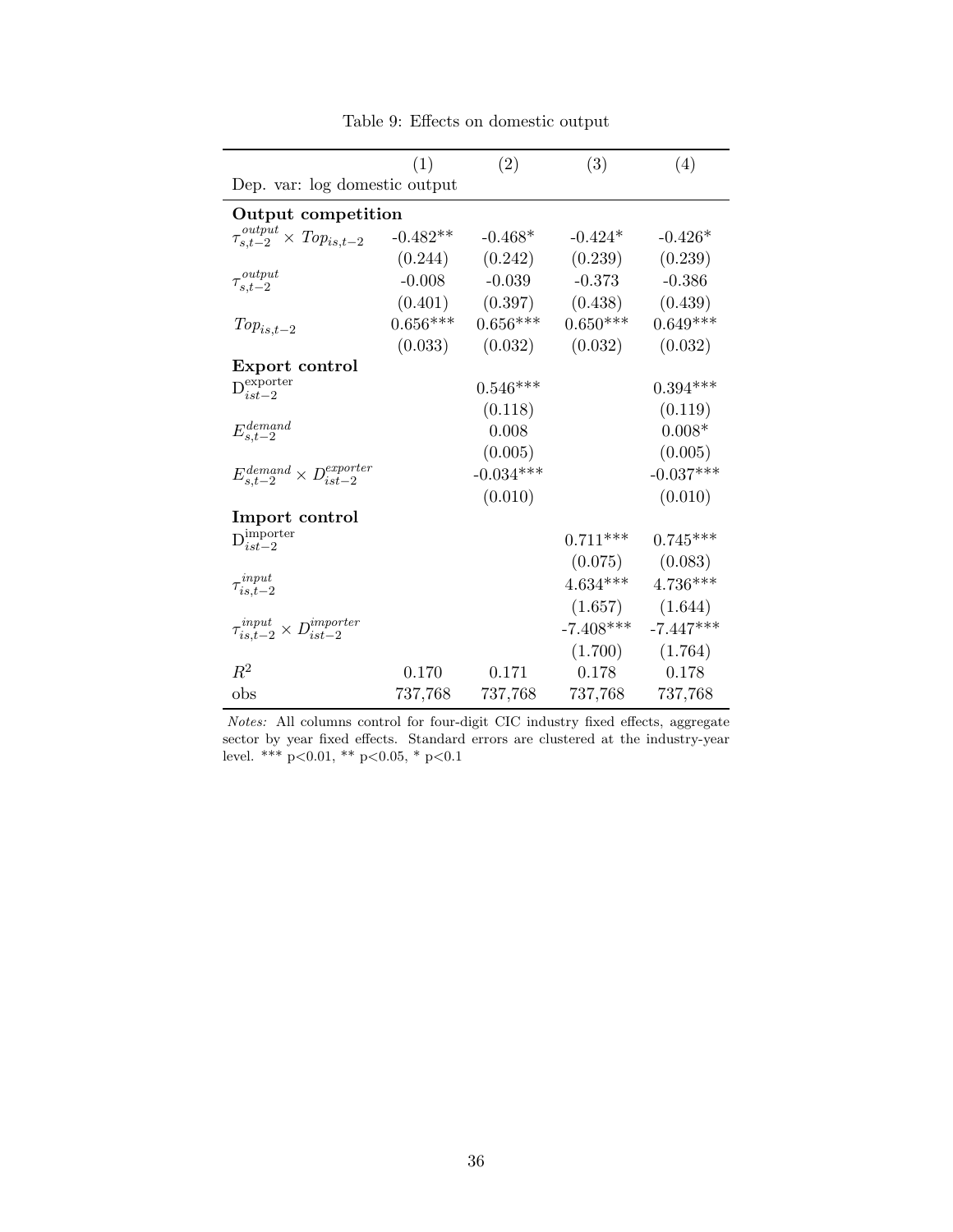Table 9: Effects on domestic output

| | (1) | (2) | (3) | (4) |
|---|---|---|---|---|
| Dep. var: log domestic output | | | | |
| **Output competition** | | | | |
| $\tau^{output}_{s,t-2} \times Top_{is,t-2}$ | -0.482** | -0.468* | -0.424* | -0.426* |
| | (0.244) | (0.242) | (0.239) | (0.239) |
| $\tau^{output}_{s,t-2}$ | -0.008 | -0.039 | -0.373 | -0.386 |
| | (0.401) | (0.397) | (0.438) | (0.439) |
| $Top_{is,t-2}$ | 0.656*** | 0.656*** | 0.650*** | 0.649*** |
| | (0.033) | (0.032) | (0.032) | (0.032) |
| **Export control** | | | | |
| $\text{D}^{\text{exporter}}_{ist-2}$ | | 0.546*** | | 0.394*** |
| | | (0.118) | | (0.119) |
| $E^{demand}_{s,t-2}$ | | 0.008 | | 0.008* |
| | | (0.005) | | (0.005) |
| $E^{demand}_{s,t-2} \times D^{exporter}_{ist-2}$ | | -0.034*** | | -0.037*** |
| | | (0.010) | | (0.010) |
| **Import control** | | | | |
| $\text{D}^{\text{importer}}_{ist-2}$ | | | 0.711*** | 0.745*** |
| | | | (0.075) | (0.083) |
| $\tau^{input}_{is,t-2}$ | | | 4.634*** | 4.736*** |
| | | | (1.657) | (1.644) |
| $\tau^{input}_{is,t-2} \times D^{importer}_{ist-2}$ | | | -7.408*** | -7.447*** |
| | | | (1.700) | (1.764) |
| $R^2$ | 0.170 | 0.171 | 0.178 | 0.178 |
| obs | 737,768 | 737,768 | 737,768 | 737,768 |

*Notes:* All columns control for four-digit CIC industry fixed effects, aggregate sector by year fixed effects. Standard errors are clustered at the industry-year level. *** p<0.01, ** p<0.05, * p<0.1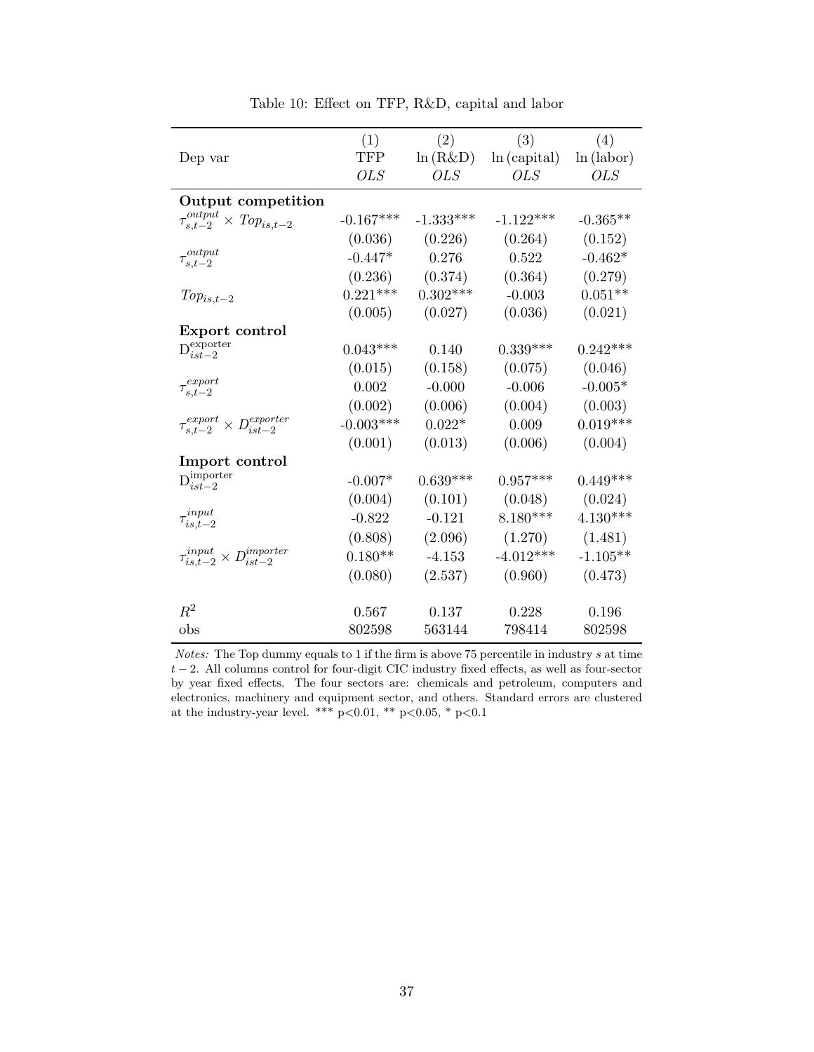Table 10: Effect on TFP, R&D, capital and labor

| Dep var | (1) TFP *OLS* | (2) ln (R&D) *OLS* | (3) ln (capital) *OLS* | (4) ln (labor) *OLS* |
|---|---|---|---|---|
| **Output competition** | | | | |
| $\tau^{output}_{s,t-2} \times Top_{is,t-2}$ | -0.167*** | -1.333*** | -1.122*** | -0.365** |
| | (0.036) | (0.226) | (0.264) | (0.152) |
| $\tau^{output}_{s,t-2}$ | -0.447* | 0.276 | 0.522 | -0.462* |
| | (0.236) | (0.374) | (0.364) | (0.279) |
| $Top_{is,t-2}$ | 0.221*** | 0.302*** | -0.003 | 0.051** |
| | (0.005) | (0.027) | (0.036) | (0.021) |
| **Export control** | | | | |
| $\mathrm{D}^{\mathrm{exporter}}_{ist-2}$ | 0.043*** | 0.140 | 0.339*** | 0.242*** |
| | (0.015) | (0.158) | (0.075) | (0.046) |
| $\tau^{export}_{s,t-2}$ | 0.002 | -0.000 | -0.006 | -0.005* |
| | (0.002) | (0.006) | (0.004) | (0.003) |
| $\tau^{export}_{s,t-2} \times D^{exporter}_{ist-2}$ | -0.003*** | 0.022* | 0.009 | 0.019*** |
| | (0.001) | (0.013) | (0.006) | (0.004) |
| **Import control** | | | | |
| $\mathrm{D}^{\mathrm{importer}}_{ist-2}$ | -0.007* | 0.639*** | 0.957*** | 0.449*** |
| | (0.004) | (0.101) | (0.048) | (0.024) |
| $\tau^{input}_{is,t-2}$ | -0.822 | -0.121 | 8.180*** | 4.130*** |
| | (0.808) | (2.096) | (1.270) | (1.481) |
| $\tau^{input}_{is,t-2} \times D^{importer}_{ist-2}$ | 0.180** | -4.153 | -4.012*** | -1.105** |
| | (0.080) | (2.537) | (0.960) | (0.473) |
| $R^2$ | 0.567 | 0.137 | 0.228 | 0.196 |
| obs | 802598 | 563144 | 798414 | 802598 |

*Notes:* The Top dummy equals to 1 if the firm is above 75 percentile in industry $s$ at time $t-2$. All columns control for four-digit CIC industry fixed effects, as well as four-sector by year fixed effects. The four sectors are: chemicals and petroleum, computers and electronics, machinery and equipment sector, and others. Standard errors are clustered at the industry-year level. *** p<0.01, ** p<0.05, * p<0.1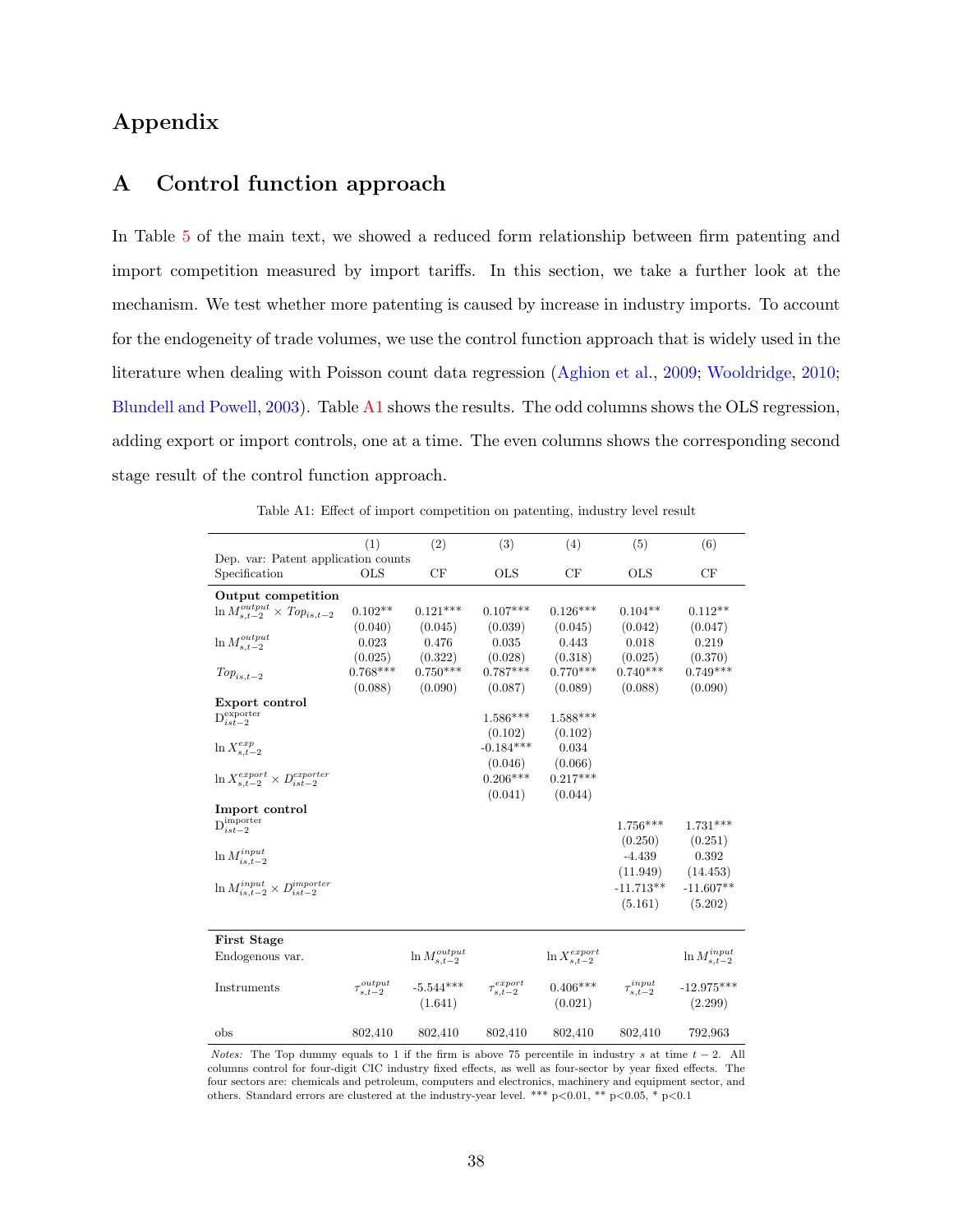# Appendix

## A Control function approach

In Table 5 of the main text, we showed a reduced form relationship between firm patenting and import competition measured by import tariffs. In this section, we take a further look at the mechanism. We test whether more patenting is caused by increase in industry imports. To account for the endogeneity of trade volumes, we use the control function approach that is widely used in the literature when dealing with Poisson count data regression (Aghion et al., 2009; Wooldridge, 2010; Blundell and Powell, 2003). Table A1 shows the results. The odd columns shows the OLS regression, adding export or import controls, one at a time. The even columns shows the corresponding second stage result of the control function approach.

Table A1: Effect of import competition on patenting, industry level result

| | (1) | (2) | (3) | (4) | (5) | (6) |
|---|---|---|---|---|---|---|
| Dep. var: Patent application counts | | | | | | |
| Specification | OLS | CF | OLS | CF | OLS | CF |
| **Output competition** | | | | | | |
| $\ln M^{output}_{s,t-2} \times Top_{is,t-2}$ | 0.102** | 0.121*** | 0.107*** | 0.126*** | 0.104** | 0.112** |
| | (0.040) | (0.045) | (0.039) | (0.045) | (0.042) | (0.047) |
| $\ln M^{output}_{s,t-2}$ | 0.023 | 0.476 | 0.035 | 0.443 | 0.018 | 0.219 |
| | (0.025) | (0.322) | (0.028) | (0.318) | (0.025) | (0.370) |
| $Top_{is,t-2}$ | 0.768*** | 0.750*** | 0.787*** | 0.770*** | 0.740*** | 0.749*** |
| | (0.088) | (0.090) | (0.087) | (0.089) | (0.088) | (0.090) |
| **Export control** | | | | | | |
| $D^{exporter}_{ist-2}$ | | | 1.586*** | 1.588*** | | |
| | | | (0.102) | (0.102) | | |
| $\ln X^{exp}_{s,t-2}$ | | | -0.184*** | 0.034 | | |
| | | | (0.046) | (0.066) | | |
| $\ln X^{export}_{s,t-2} \times D^{exporter}_{ist-2}$ | | | 0.206*** | 0.217*** | | |
| | | | (0.041) | (0.044) | | |
| **Import control** | | | | | | |
| $D^{importer}_{ist-2}$ | | | | | 1.756*** | 1.731*** |
| | | | | | (0.250) | (0.251) |
| $\ln M^{input}_{is,t-2}$ | | | | | -4.439 | 0.392 |
| | | | | | (11.949) | (14.453) |
| $\ln M^{input}_{is,t-2} \times D^{importer}_{ist-2}$ | | | | | -11.713** | -11.607** |
| | | | | | (5.161) | (5.202) |
| **First Stage** | | | | | | |
| Endogenous var. | | $\ln M^{output}_{s,t-2}$ | | $\ln X^{export}_{s,t-2}$ | | $\ln M^{input}_{s,t-2}$ |
| Instruments | $\tau^{output}_{s,t-2}$ | -5.544*** | $\tau^{export}_{s,t-2}$ | 0.406*** | $\tau^{input}_{s,t-2}$ | -12.975*** |
| | | (1.641) | | (0.021) | | (2.299) |
| obs | 802,410 | 802,410 | 802,410 | 802,410 | 802,410 | 792,963 |

*Notes:* The Top dummy equals to 1 if the firm is above 75 percentile in industry $s$ at time $t-2$. All columns control for four-digit CIC industry fixed effects, as well as four-sector by year fixed effects. The four sectors are: chemicals and petroleum, computers and electronics, machinery and equipment sector, and others. Standard errors are clustered at the industry-year level. *** p<0.01, ** p<0.05, * p<0.1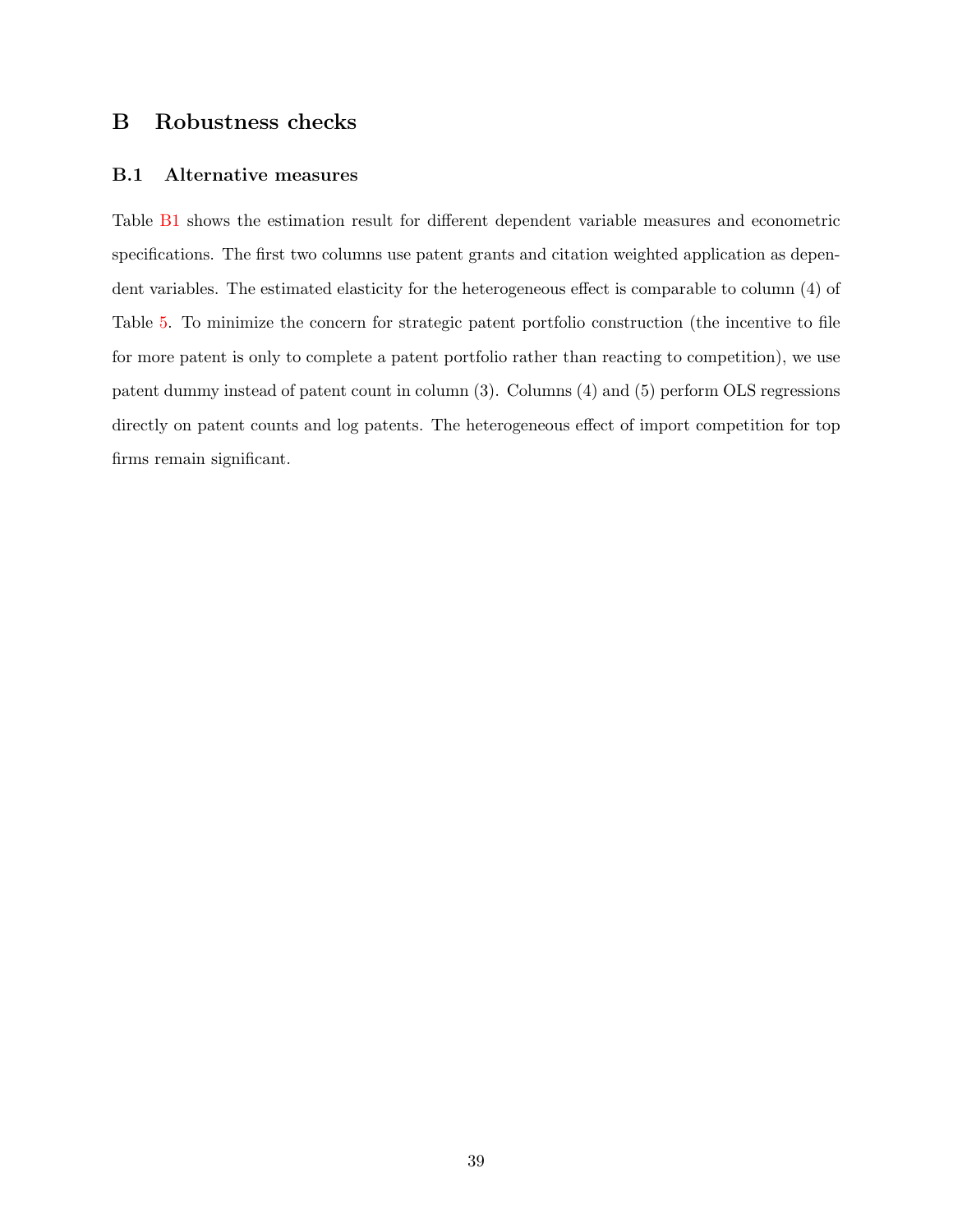# B Robustness checks

## B.1 Alternative measures

Table B1 shows the estimation result for different dependent variable measures and econometric specifications. The first two columns use patent grants and citation weighted application as dependent variables. The estimated elasticity for the heterogeneous effect is comparable to column (4) of Table 5. To minimize the concern for strategic patent portfolio construction (the incentive to file for more patent is only to complete a patent portfolio rather than reacting to competition), we use patent dummy instead of patent count in column (3). Columns (4) and (5) perform OLS regressions directly on patent counts and log patents. The heterogeneous effect of import competition for top firms remain significant.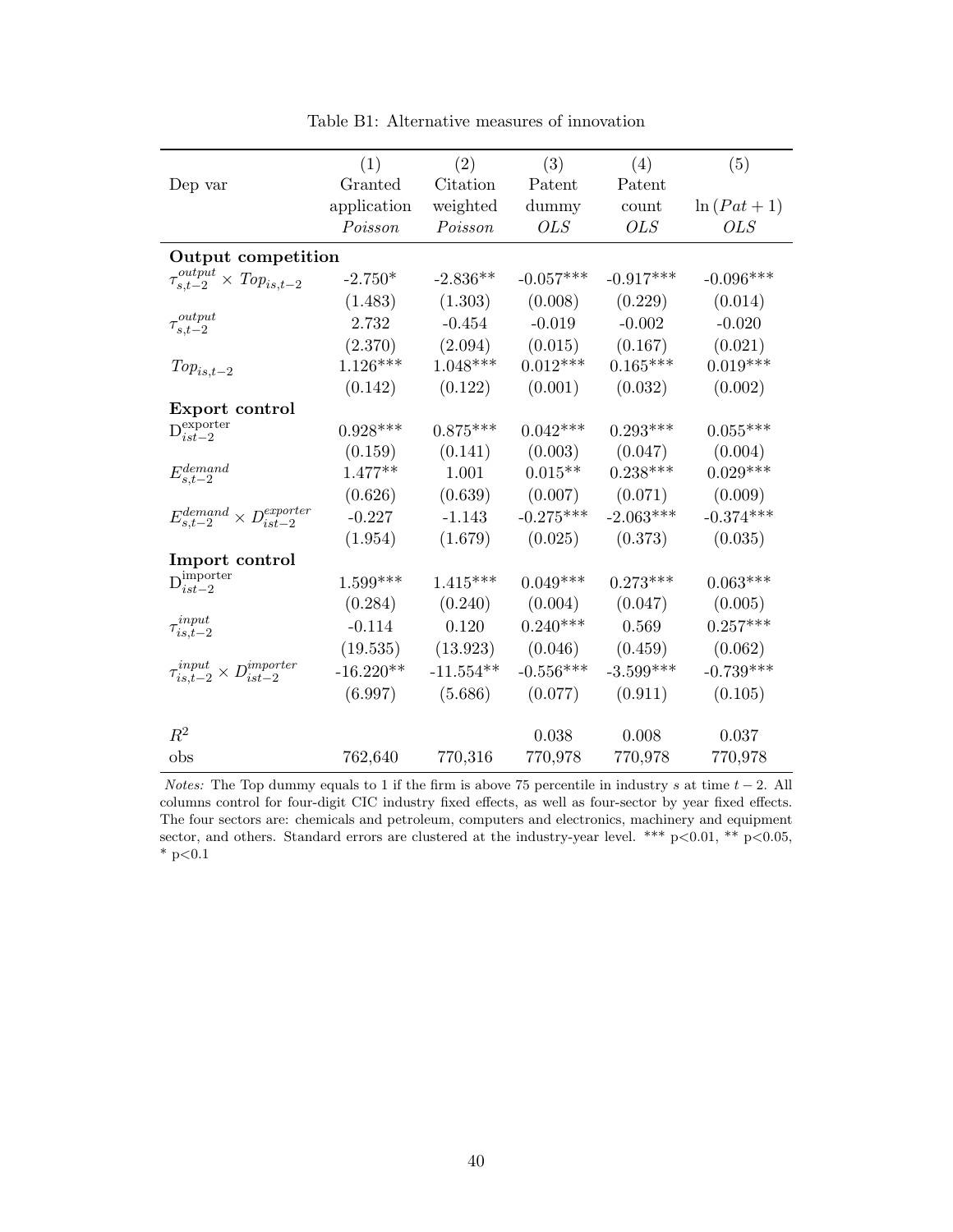Table B1: Alternative measures of innovation

| Dep var | (1) Granted application *Poisson* | (2) Citation weighted *Poisson* | (3) Patent dummy *OLS* | (4) Patent count *OLS* | (5) $\ln(Pat+1)$ *OLS* |
|---|---|---|---|---|---|
| **Output competition** | | | | | |
| $\tau^{output}_{s,t-2} \times Top_{is,t-2}$ | -2.750* | -2.836** | -0.057*** | -0.917*** | -0.096*** |
| | (1.483) | (1.303) | (0.008) | (0.229) | (0.014) |
| $\tau^{output}_{s,t-2}$ | 2.732 | -0.454 | -0.019 | -0.002 | -0.020 |
| | (2.370) | (2.094) | (0.015) | (0.167) | (0.021) |
| $Top_{is,t-2}$ | 1.126*** | 1.048*** | 0.012*** | 0.165*** | 0.019*** |
| | (0.142) | (0.122) | (0.001) | (0.032) | (0.002) |
| **Export control** | | | | | |
| $\mathrm{D}^{\mathrm{exporter}}_{ist-2}$ | 0.928*** | 0.875*** | 0.042*** | 0.293*** | 0.055*** |
| | (0.159) | (0.141) | (0.003) | (0.047) | (0.004) |
| $E^{demand}_{s,t-2}$ | 1.477** | 1.001 | 0.015** | 0.238*** | 0.029*** |
| | (0.626) | (0.639) | (0.007) | (0.071) | (0.009) |
| $E^{demand}_{s,t-2} \times D^{exporter}_{ist-2}$ | -0.227 | -1.143 | -0.275*** | -2.063*** | -0.374*** |
| | (1.954) | (1.679) | (0.025) | (0.373) | (0.035) |
| **Import control** | | | | | |
| $\mathrm{D}^{\mathrm{importer}}_{ist-2}$ | 1.599*** | 1.415*** | 0.049*** | 0.273*** | 0.063*** |
| | (0.284) | (0.240) | (0.004) | (0.047) | (0.005) |
| $\tau^{input}_{is,t-2}$ | -0.114 | 0.120 | 0.240*** | 0.569 | 0.257*** |
| | (19.535) | (13.923) | (0.046) | (0.459) | (0.062) |
| $\tau^{input}_{is,t-2} \times D^{importer}_{ist-2}$ | -16.220** | -11.554** | -0.556*** | -3.599*** | -0.739*** |
| | (6.997) | (5.686) | (0.077) | (0.911) | (0.105) |
| $R^2$ | | | 0.038 | 0.008 | 0.037 |
| obs | 762,640 | 770,316 | 770,978 | 770,978 | 770,978 |

*Notes:* The Top dummy equals to 1 if the firm is above 75 percentile in industry $s$ at time $t-2$. All columns control for four-digit CIC industry fixed effects, as well as four-sector by year fixed effects. The four sectors are: chemicals and petroleum, computers and electronics, machinery and equipment sector, and others. Standard errors are clustered at the industry-year level. *** p<0.01, ** p<0.05, * p<0.1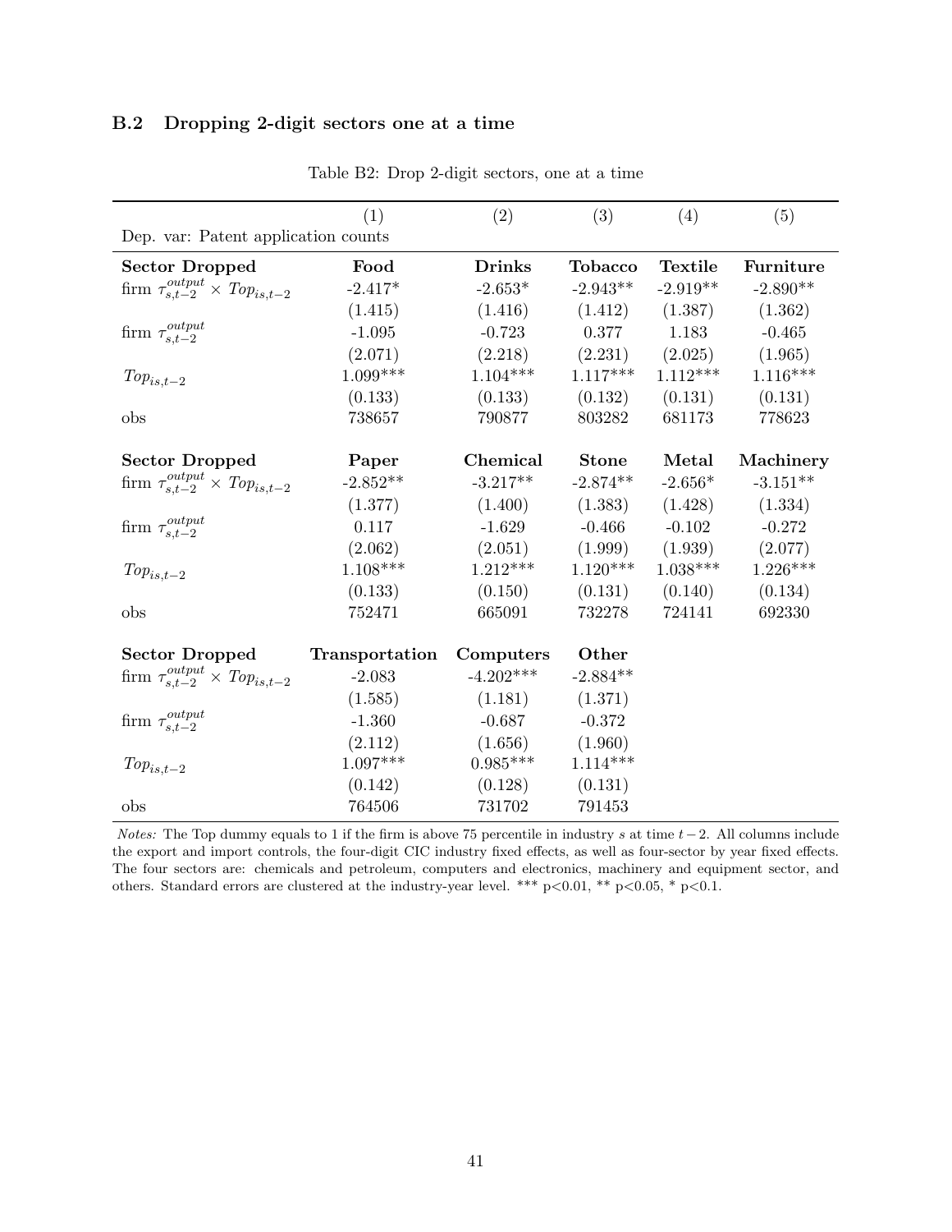## B.2 Dropping 2-digit sectors one at a time

Table B2: Drop 2-digit sectors, one at a time

| | (1) | (2) | (3) | (4) | (5) |
|---|---|---|---|---|---|
| Dep. var: Patent application counts | | | | | |
| **Sector Dropped** | **Food** | **Drinks** | **Tobacco** | **Textile** | **Furniture** |
| firm $\tau^{output}_{s,t-2} \times Top_{is,t-2}$ | -2.417* | -2.653* | -2.943** | -2.919** | -2.890** |
| | (1.415) | (1.416) | (1.412) | (1.387) | (1.362) |
| firm $\tau^{output}_{s,t-2}$ | -1.095 | -0.723 | 0.377 | 1.183 | -0.465 |
| | (2.071) | (2.218) | (2.231) | (2.025) | (1.965) |
| $Top_{is,t-2}$ | 1.099*** | 1.104*** | 1.117*** | 1.112*** | 1.116*** |
| | (0.133) | (0.133) | (0.132) | (0.131) | (0.131) |
| obs | 738657 | 790877 | 803282 | 681173 | 778623 |
| **Sector Dropped** | **Paper** | **Chemical** | **Stone** | **Metal** | **Machinery** |
| firm $\tau^{output}_{s,t-2} \times Top_{is,t-2}$ | -2.852** | -3.217** | -2.874** | -2.656* | -3.151** |
| | (1.377) | (1.400) | (1.383) | (1.428) | (1.334) |
| firm $\tau^{output}_{s,t-2}$ | 0.117 | -1.629 | -0.466 | -0.102 | -0.272 |
| | (2.062) | (2.051) | (1.999) | (1.939) | (2.077) |
| $Top_{is,t-2}$ | 1.108*** | 1.212*** | 1.120*** | 1.038*** | 1.226*** |
| | (0.133) | (0.150) | (0.131) | (0.140) | (0.134) |
| obs | 752471 | 665091 | 732278 | 724141 | 692330 |
| **Sector Dropped** | **Transportation** | **Computers** | **Other** | | |
| firm $\tau^{output}_{s,t-2} \times Top_{is,t-2}$ | -2.083 | -4.202*** | -2.884** | | |
| | (1.585) | (1.181) | (1.371) | | |
| firm $\tau^{output}_{s,t-2}$ | -1.360 | -0.687 | -0.372 | | |
| | (2.112) | (1.656) | (1.960) | | |
| $Top_{is,t-2}$ | 1.097*** | 0.985*** | 1.114*** | | |
| | (0.142) | (0.128) | (0.131) | | |
| obs | 764506 | 731702 | 791453 | | |

*Notes:* The Top dummy equals to 1 if the firm is above 75 percentile in industry $s$ at time $t-2$. All columns include the export and import controls, the four-digit CIC industry fixed effects, as well as four-sector by year fixed effects. The four sectors are: chemicals and petroleum, computers and electronics, machinery and equipment sector, and others. Standard errors are clustered at the industry-year level. *** p<0.01, ** p<0.05, * p<0.1.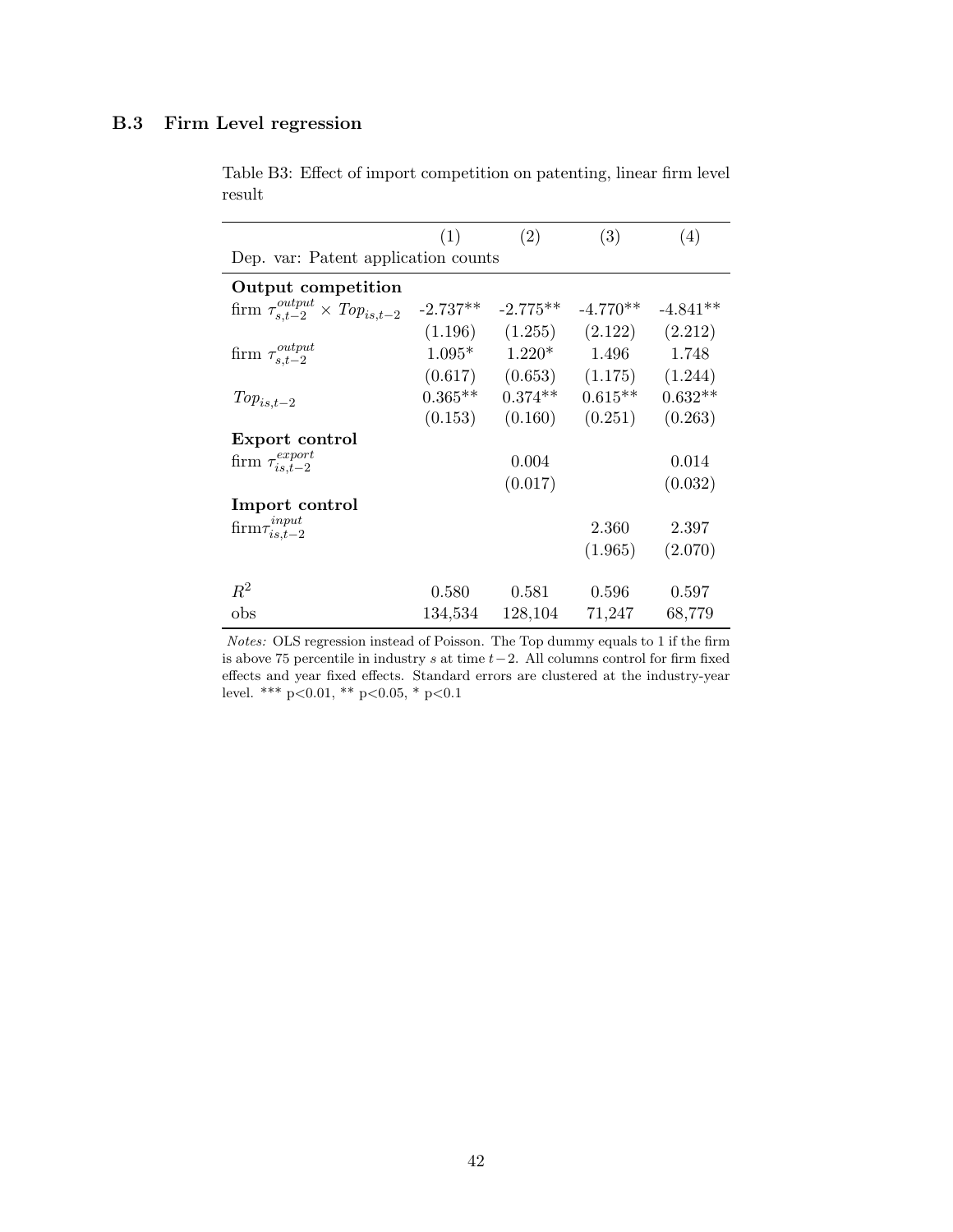### B.3 Firm Level regression

Table B3: Effect of import competition on patenting, linear firm level result

| | (1) | (2) | (3) | (4) |
|---|---|---|---|---|
| Dep. var: Patent application counts | | | | |
| **Output competition** | | | | |
| firm $\tau^{output}_{s,t-2} \times Top_{is,t-2}$ | -2.737** | -2.775** | -4.770** | -4.841** |
| | (1.196) | (1.255) | (2.122) | (2.212) |
| firm $\tau^{output}_{s,t-2}$ | 1.095* | 1.220* | 1.496 | 1.748 |
| | (0.617) | (0.653) | (1.175) | (1.244) |
| $Top_{is,t-2}$ | 0.365** | 0.374** | 0.615** | 0.632** |
| | (0.153) | (0.160) | (0.251) | (0.263) |
| **Export control** | | | | |
| firm $\tau^{export}_{is,t-2}$ | | 0.004 | | 0.014 |
| | | (0.017) | | (0.032) |
| **Import control** | | | | |
| firm$\tau^{input}_{is,t-2}$ | | | 2.360 | 2.397 |
| | | | (1.965) | (2.070) |
| $R^2$ | 0.580 | 0.581 | 0.596 | 0.597 |
| obs | 134,534 | 128,104 | 71,247 | 68,779 |

*Notes:* OLS regression instead of Poisson. The Top dummy equals to 1 if the firm is above 75 percentile in industry $s$ at time $t-2$. All columns control for firm fixed effects and year fixed effects. Standard errors are clustered at the industry-year level. *** p<0.01, ** p<0.05, * p<0.1